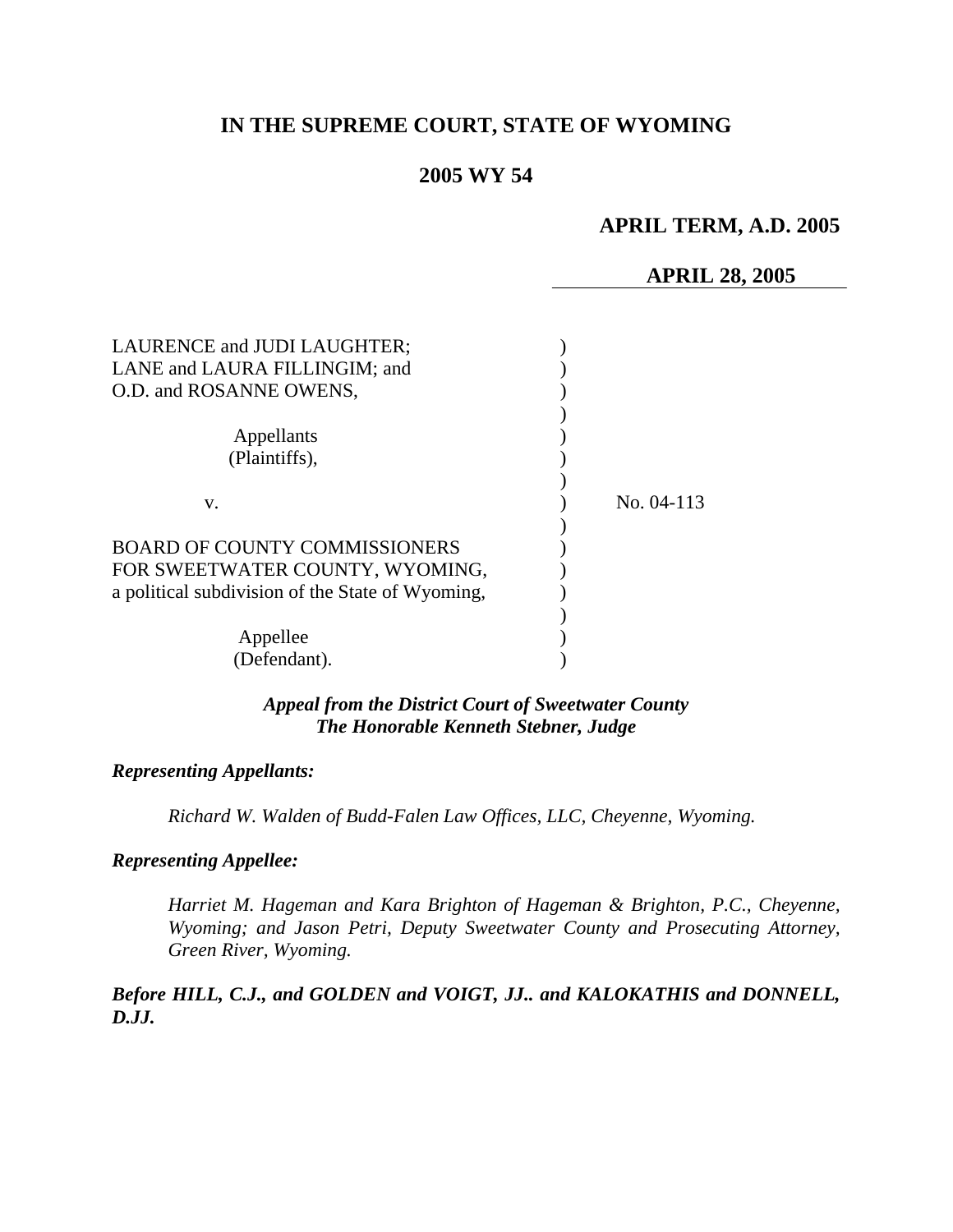# IN THE SUPREME COURT, STATE OF WYOMING

## 2005 WY 54

**APRIL TERM, A.D. 2005**

**APRIL 28, 2005**

LAURENCE and JUDI LAUGHTER;
LANE and LAURA FILLINGIM; and
O.D. and ROSANNE OWENS,

Appellants
(Plaintiffs),

v.

No. 04-113

BOARD OF COUNTY COMMISSIONERS
FOR SWEETWATER COUNTY, WYOMING,
a political subdivision of the State of Wyoming,

Appellee
(Defendant).

***Appeal from the District Court of Sweetwater County***
***The Honorable Kenneth Stebner, Judge***

***Representing Appellants:***

*Richard W. Walden of Budd-Falen Law Offices, LLC, Cheyenne, Wyoming.*

***Representing Appellee:***

*Harriet M. Hageman and Kara Brighton of Hageman & Brighton, P.C., Cheyenne, Wyoming; and Jason Petri, Deputy Sweetwater County and Prosecuting Attorney, Green River, Wyoming.*

***Before HILL, C.J., and GOLDEN and VOIGT, JJ.. and KALOKATHIS and DONNELL, D.JJ.***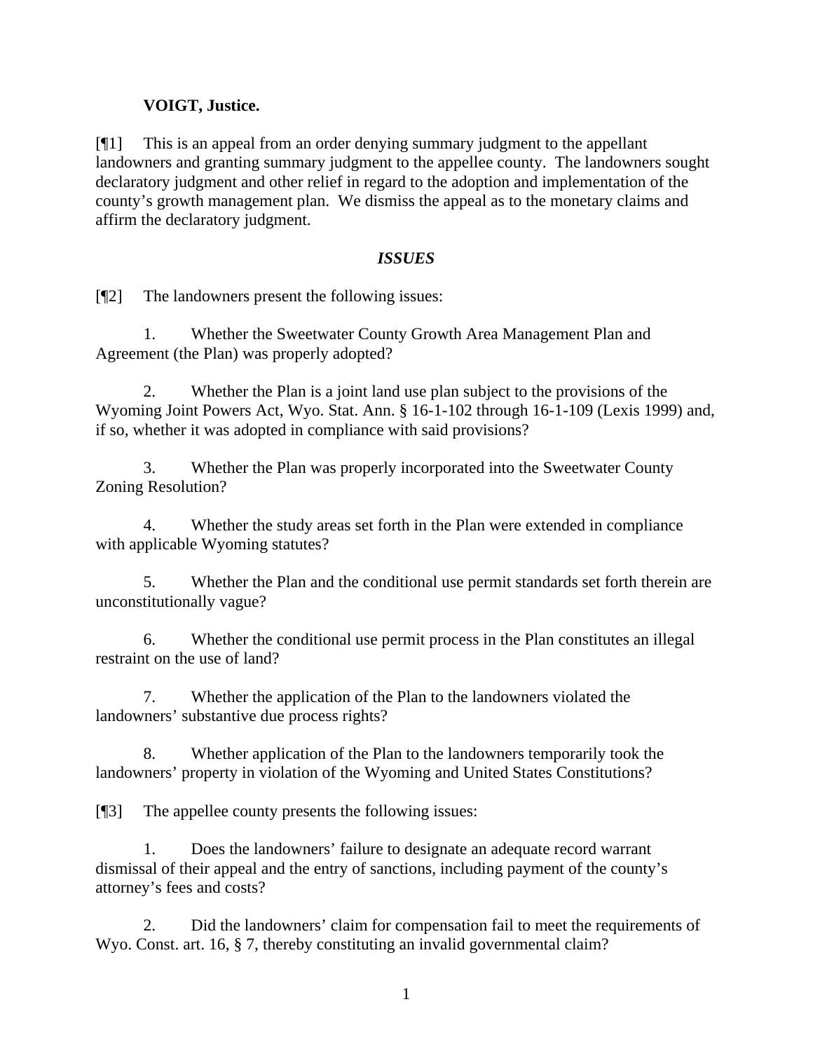**VOIGT, Justice.**

[¶1] This is an appeal from an order denying summary judgment to the appellant landowners and granting summary judgment to the appellee county. The landowners sought declaratory judgment and other relief in regard to the adoption and implementation of the county's growth management plan. We dismiss the appeal as to the monetary claims and affirm the declaratory judgment.

## *ISSUES*

[¶2] The landowners present the following issues:

1. Whether the Sweetwater County Growth Area Management Plan and Agreement (the Plan) was properly adopted?

2. Whether the Plan is a joint land use plan subject to the provisions of the Wyoming Joint Powers Act, Wyo. Stat. Ann. § 16-1-102 through 16-1-109 (Lexis 1999) and, if so, whether it was adopted in compliance with said provisions?

3. Whether the Plan was properly incorporated into the Sweetwater County Zoning Resolution?

4. Whether the study areas set forth in the Plan were extended in compliance with applicable Wyoming statutes?

5. Whether the Plan and the conditional use permit standards set forth therein are unconstitutionally vague?

6. Whether the conditional use permit process in the Plan constitutes an illegal restraint on the use of land?

7. Whether the application of the Plan to the landowners violated the landowners' substantive due process rights?

8. Whether application of the Plan to the landowners temporarily took the landowners' property in violation of the Wyoming and United States Constitutions?

[¶3] The appellee county presents the following issues:

1. Does the landowners' failure to designate an adequate record warrant dismissal of their appeal and the entry of sanctions, including payment of the county's attorney's fees and costs?

2. Did the landowners' claim for compensation fail to meet the requirements of Wyo. Const. art. 16, § 7, thereby constituting an invalid governmental claim?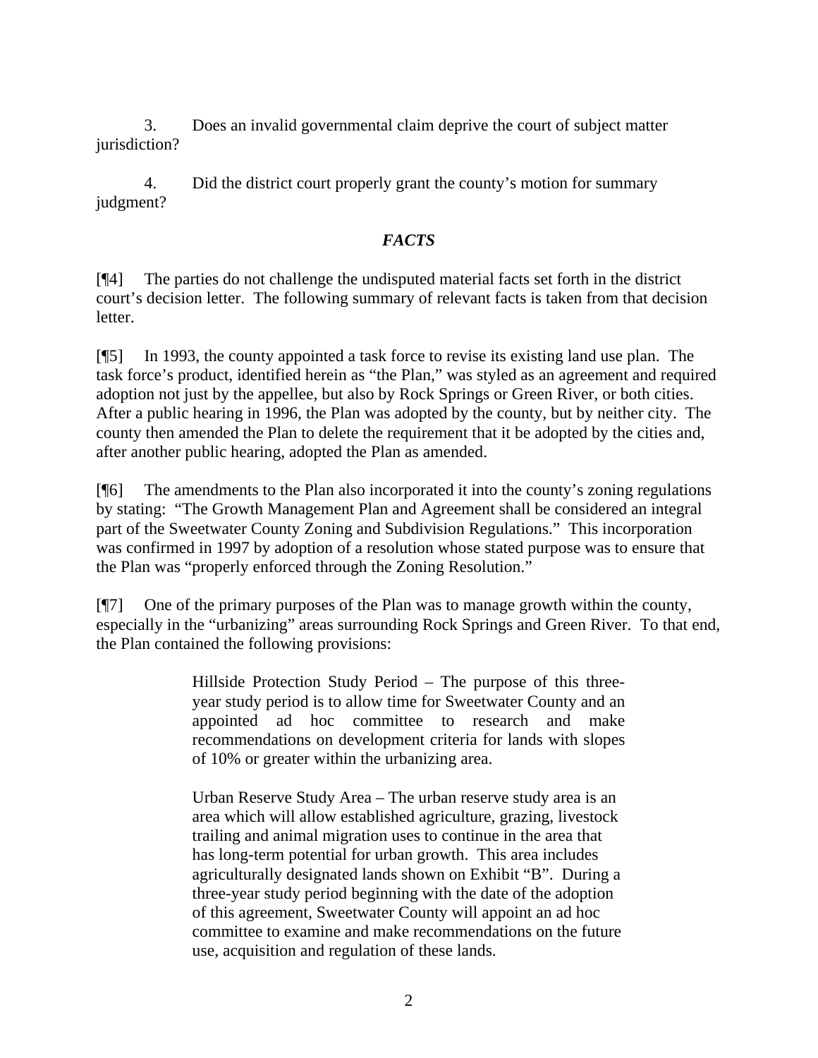3. Does an invalid governmental claim deprive the court of subject matter jurisdiction?

4. Did the district court properly grant the county's motion for summary judgment?

### *FACTS*

[¶4] The parties do not challenge the undisputed material facts set forth in the district court's decision letter. The following summary of relevant facts is taken from that decision letter.

[¶5] In 1993, the county appointed a task force to revise its existing land use plan. The task force's product, identified herein as "the Plan," was styled as an agreement and required adoption not just by the appellee, but also by Rock Springs or Green River, or both cities. After a public hearing in 1996, the Plan was adopted by the county, but by neither city. The county then amended the Plan to delete the requirement that it be adopted by the cities and, after another public hearing, adopted the Plan as amended.

[¶6] The amendments to the Plan also incorporated it into the county's zoning regulations by stating: "The Growth Management Plan and Agreement shall be considered an integral part of the Sweetwater County Zoning and Subdivision Regulations." This incorporation was confirmed in 1997 by adoption of a resolution whose stated purpose was to ensure that the Plan was "properly enforced through the Zoning Resolution."

[¶7] One of the primary purposes of the Plan was to manage growth within the county, especially in the "urbanizing" areas surrounding Rock Springs and Green River. To that end, the Plan contained the following provisions:

> Hillside Protection Study Period – The purpose of this three-year study period is to allow time for Sweetwater County and an appointed ad hoc committee to research and make recommendations on development criteria for lands with slopes of 10% or greater within the urbanizing area.
>
> Urban Reserve Study Area – The urban reserve study area is an area which will allow established agriculture, grazing, livestock trailing and animal migration uses to continue in the area that has long-term potential for urban growth. This area includes agriculturally designated lands shown on Exhibit "B". During a three-year study period beginning with the date of the adoption of this agreement, Sweetwater County will appoint an ad hoc committee to examine and make recommendations on the future use, acquisition and regulation of these lands.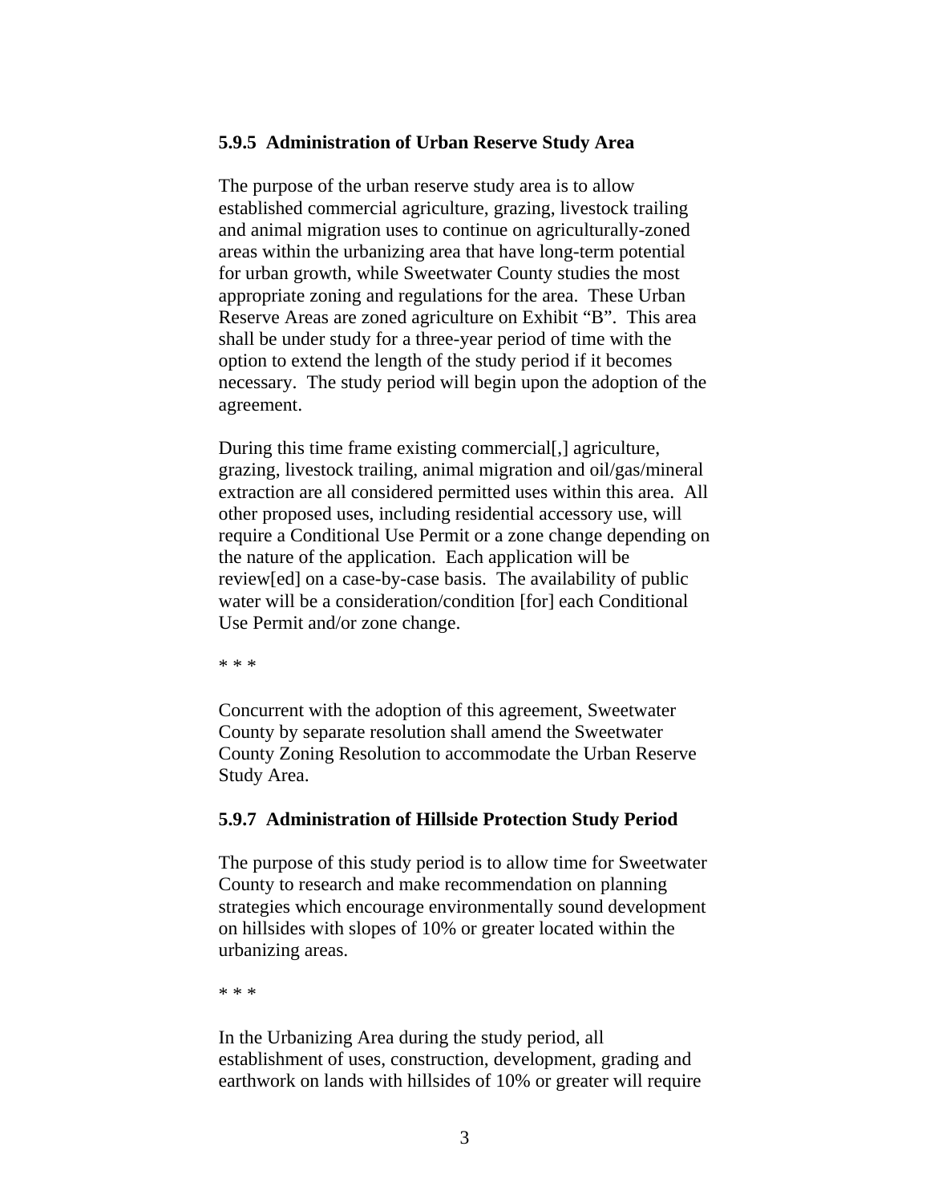**5.9.5 Administration of Urban Reserve Study Area**

The purpose of the urban reserve study area is to allow established commercial agriculture, grazing, livestock trailing and animal migration uses to continue on agriculturally-zoned areas within the urbanizing area that have long-term potential for urban growth, while Sweetwater County studies the most appropriate zoning and regulations for the area. These Urban Reserve Areas are zoned agriculture on Exhibit "B". This area shall be under study for a three-year period of time with the option to extend the length of the study period if it becomes necessary. The study period will begin upon the adoption of the agreement.

During this time frame existing commercial[,] agriculture, grazing, livestock trailing, animal migration and oil/gas/mineral extraction are all considered permitted uses within this area. All other proposed uses, including residential accessory use, will require a Conditional Use Permit or a zone change depending on the nature of the application. Each application will be review[ed] on a case-by-case basis. The availability of public water will be a consideration/condition [for] each Conditional Use Permit and/or zone change.

\* \* \*

Concurrent with the adoption of this agreement, Sweetwater County by separate resolution shall amend the Sweetwater County Zoning Resolution to accommodate the Urban Reserve Study Area.

**5.9.7 Administration of Hillside Protection Study Period**

The purpose of this study period is to allow time for Sweetwater County to research and make recommendation on planning strategies which encourage environmentally sound development on hillsides with slopes of 10% or greater located within the urbanizing areas.

\* \* \*

In the Urbanizing Area during the study period, all establishment of uses, construction, development, grading and earthwork on lands with hillsides of 10% or greater will require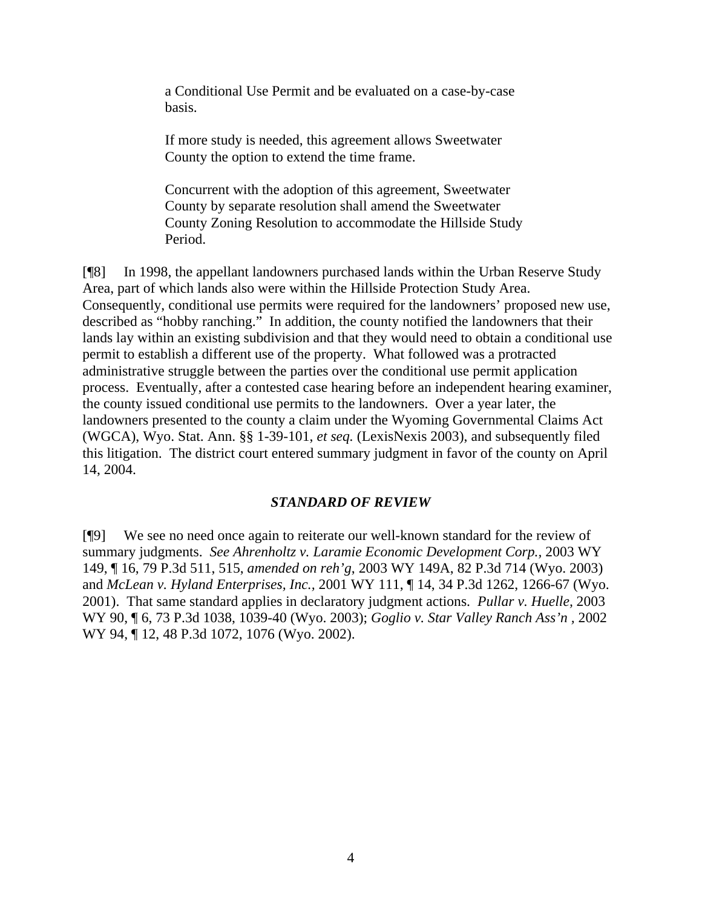> a Conditional Use Permit and be evaluated on a case-by-case basis.
>
> If more study is needed, this agreement allows Sweetwater County the option to extend the time frame.
>
> Concurrent with the adoption of this agreement, Sweetwater County by separate resolution shall amend the Sweetwater County Zoning Resolution to accommodate the Hillside Study Period.

[¶8] In 1998, the appellant landowners purchased lands within the Urban Reserve Study Area, part of which lands also were within the Hillside Protection Study Area. Consequently, conditional use permits were required for the landowners' proposed new use, described as "hobby ranching." In addition, the county notified the landowners that their lands lay within an existing subdivision and that they would need to obtain a conditional use permit to establish a different use of the property. What followed was a protracted administrative struggle between the parties over the conditional use permit application process. Eventually, after a contested case hearing before an independent hearing examiner, the county issued conditional use permits to the landowners. Over a year later, the landowners presented to the county a claim under the Wyoming Governmental Claims Act (WGCA), Wyo. Stat. Ann. §§ 1-39-101, *et seq.* (LexisNexis 2003), and subsequently filed this litigation. The district court entered summary judgment in favor of the county on April 14, 2004.

### *STANDARD OF REVIEW*

[¶9] We see no need once again to reiterate our well-known standard for the review of summary judgments. *See Ahrenholtz v. Laramie Economic Development Corp.*, 2003 WY 149, ¶ 16, 79 P.3d 511, 515, *amended on reh'g*, 2003 WY 149A, 82 P.3d 714 (Wyo. 2003) and *McLean v. Hyland Enterprises, Inc.*, 2001 WY 111, ¶ 14, 34 P.3d 1262, 1266-67 (Wyo. 2001). That same standard applies in declaratory judgment actions. *Pullar v. Huelle*, 2003 WY 90, ¶ 6, 73 P.3d 1038, 1039-40 (Wyo. 2003); *Goglio v. Star Valley Ranch Ass'n* , 2002 WY 94, ¶ 12, 48 P.3d 1072, 1076 (Wyo. 2002).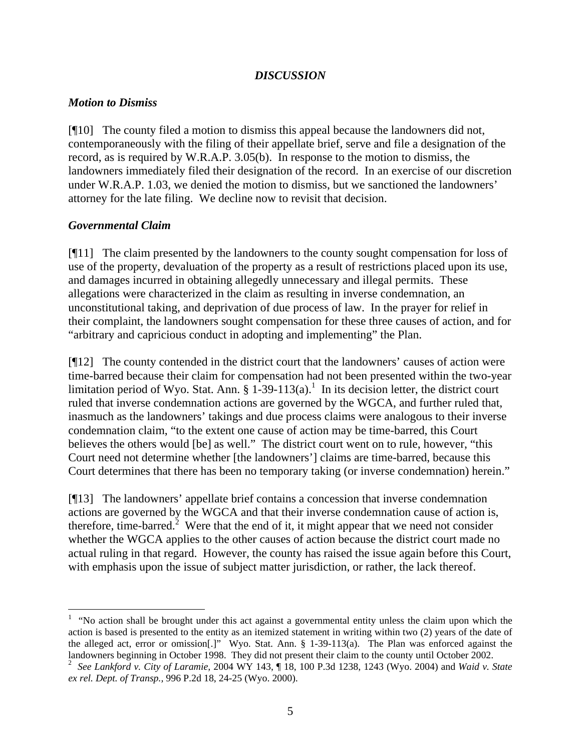### *DISCUSSION*

***Motion to Dismiss***

[¶10] The county filed a motion to dismiss this appeal because the landowners did not, contemporaneously with the filing of their appellate brief, serve and file a designation of the record, as is required by W.R.A.P. 3.05(b). In response to the motion to dismiss, the landowners immediately filed their designation of the record. In an exercise of our discretion under W.R.A.P. 1.03, we denied the motion to dismiss, but we sanctioned the landowners' attorney for the late filing. We decline now to revisit that decision.

***Governmental Claim***

[¶11] The claim presented by the landowners to the county sought compensation for loss of use of the property, devaluation of the property as a result of restrictions placed upon its use, and damages incurred in obtaining allegedly unnecessary and illegal permits. These allegations were characterized in the claim as resulting in inverse condemnation, an unconstitutional taking, and deprivation of due process of law. In the prayer for relief in their complaint, the landowners sought compensation for these three causes of action, and for "arbitrary and capricious conduct in adopting and implementing" the Plan.

[¶12] The county contended in the district court that the landowners' causes of action were time-barred because their claim for compensation had not been presented within the two-year limitation period of Wyo. Stat. Ann. § 1-39-113(a).[1] In its decision letter, the district court ruled that inverse condemnation actions are governed by the WGCA, and further ruled that, inasmuch as the landowners' takings and due process claims were analogous to their inverse condemnation claim, "to the extent one cause of action may be time-barred, this Court believes the others would [be] as well." The district court went on to rule, however, "this Court need not determine whether [the landowners'] claims are time-barred, because this Court determines that there has been no temporary taking (or inverse condemnation) herein."

[¶13] The landowners' appellate brief contains a concession that inverse condemnation actions are governed by the WGCA and that their inverse condemnation cause of action is, therefore, time-barred.[2] Were that the end of it, it might appear that we need not consider whether the WGCA applies to the other causes of action because the district court made no actual ruling in that regard. However, the county has raised the issue again before this Court, with emphasis upon the issue of subject matter jurisdiction, or rather, the lack thereof.

---

[1] "No action shall be brought under this act against a governmental entity unless the claim upon which the action is based is presented to the entity as an itemized statement in writing within two (2) years of the date of the alleged act, error or omission[.]" Wyo. Stat. Ann. § 1-39-113(a). The Plan was enforced against the landowners beginning in October 1998. They did not present their claim to the county until October 2002.

[2] *See Lankford v. City of Laramie*, 2004 WY 143, ¶ 18, 100 P.3d 1238, 1243 (Wyo. 2004) and *Waid v. State ex rel. Dept. of Transp.*, 996 P.2d 18, 24-25 (Wyo. 2000).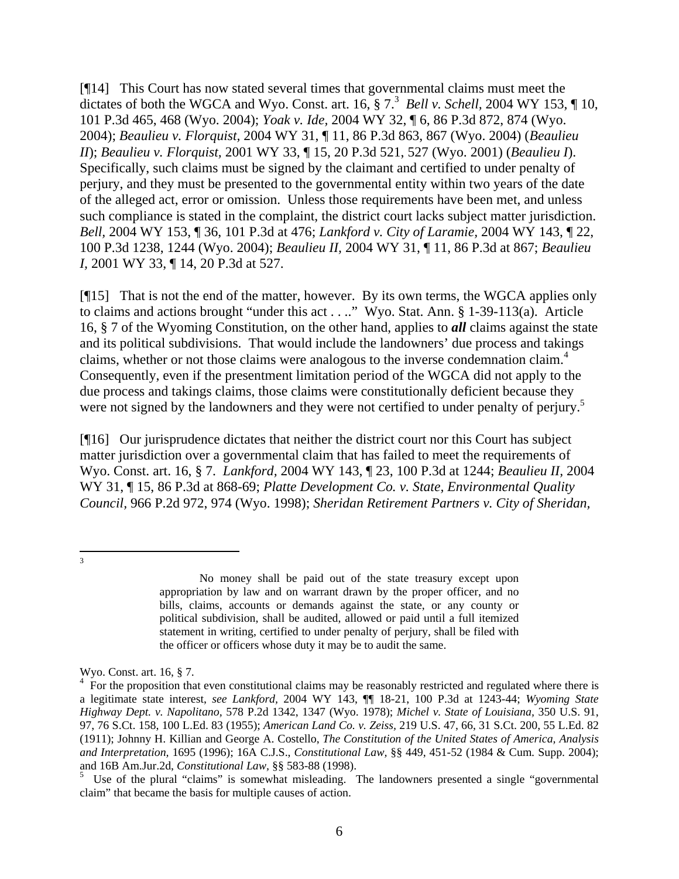[¶14] This Court has now stated several times that governmental claims must meet the dictates of both the WGCA and Wyo. Const. art. 16, § 7.[3] *Bell v. Schell,* 2004 WY 153, ¶ 10, 101 P.3d 465, 468 (Wyo. 2004); *Yoak v. Ide,* 2004 WY 32, ¶ 6, 86 P.3d 872, 874 (Wyo. 2004); *Beaulieu v. Florquist,* 2004 WY 31, ¶ 11, 86 P.3d 863, 867 (Wyo. 2004) (*Beaulieu II*); *Beaulieu v. Florquist,* 2001 WY 33, ¶ 15, 20 P.3d 521, 527 (Wyo. 2001) (*Beaulieu I*). Specifically, such claims must be signed by the claimant and certified to under penalty of perjury, and they must be presented to the governmental entity within two years of the date of the alleged act, error or omission. Unless those requirements have been met, and unless such compliance is stated in the complaint, the district court lacks subject matter jurisdiction. *Bell,* 2004 WY 153, ¶ 36, 101 P.3d at 476; *Lankford v. City of Laramie,* 2004 WY 143, ¶ 22, 100 P.3d 1238, 1244 (Wyo. 2004); *Beaulieu II,* 2004 WY 31, ¶ 11, 86 P.3d at 867; *Beaulieu I,* 2001 WY 33, ¶ 14, 20 P.3d at 527.

[¶15] That is not the end of the matter, however. By its own terms, the WGCA applies only to claims and actions brought "under this act . . .." Wyo. Stat. Ann. § 1-39-113(a). Article 16, § 7 of the Wyoming Constitution, on the other hand, applies to ***all*** claims against the state and its political subdivisions. That would include the landowners' due process and takings claims, whether or not those claims were analogous to the inverse condemnation claim.[4] Consequently, even if the presentment limitation period of the WGCA did not apply to the due process and takings claims, those claims were constitutionally deficient because they were not signed by the landowners and they were not certified to under penalty of perjury.[5]

[¶16] Our jurisprudence dictates that neither the district court nor this Court has subject matter jurisdiction over a governmental claim that has failed to meet the requirements of Wyo. Const. art. 16, § 7. *Lankford,* 2004 WY 143, ¶ 23, 100 P.3d at 1244; *Beaulieu II,* 2004 WY 31, ¶ 15, 86 P.3d at 868-69; *Platte Development Co. v. State, Environmental Quality Council,* 966 P.2d 972, 974 (Wyo. 1998); *Sheridan Retirement Partners v. City of Sheridan,*

---

[3]

> No money shall be paid out of the state treasury except upon appropriation by law and on warrant drawn by the proper officer, and no bills, claims, accounts or demands against the state, or any county or political subdivision, shall be audited, allowed or paid until a full itemized statement in writing, certified to under penalty of perjury, shall be filed with the officer or officers whose duty it may be to audit the same.

Wyo. Const. art. 16, § 7.

[4] For the proposition that even constitutional claims may be reasonably restricted and regulated where there is a legitimate state interest, *see Lankford,* 2004 WY 143, ¶¶ 18-21, 100 P.3d at 1243-44; *Wyoming State Highway Dept. v. Napolitano,* 578 P.2d 1342, 1347 (Wyo. 1978); *Michel v. State of Louisiana,* 350 U.S. 91, 97, 76 S.Ct. 158, 100 L.Ed. 83 (1955); *American Land Co. v. Zeiss,* 219 U.S. 47, 66, 31 S.Ct. 200, 55 L.Ed. 82 (1911); Johnny H. Killian and George A. Costello, *The Constitution of the United States of America, Analysis and Interpretation,* 1695 (1996); 16A C.J.S., *Constitutional Law,* §§ 449, 451-52 (1984 & Cum. Supp. 2004); and 16B Am.Jur.2d, *Constitutional Law,* §§ 583-88 (1998).

[5] Use of the plural "claims" is somewhat misleading. The landowners presented a single "governmental claim" that became the basis for multiple causes of action.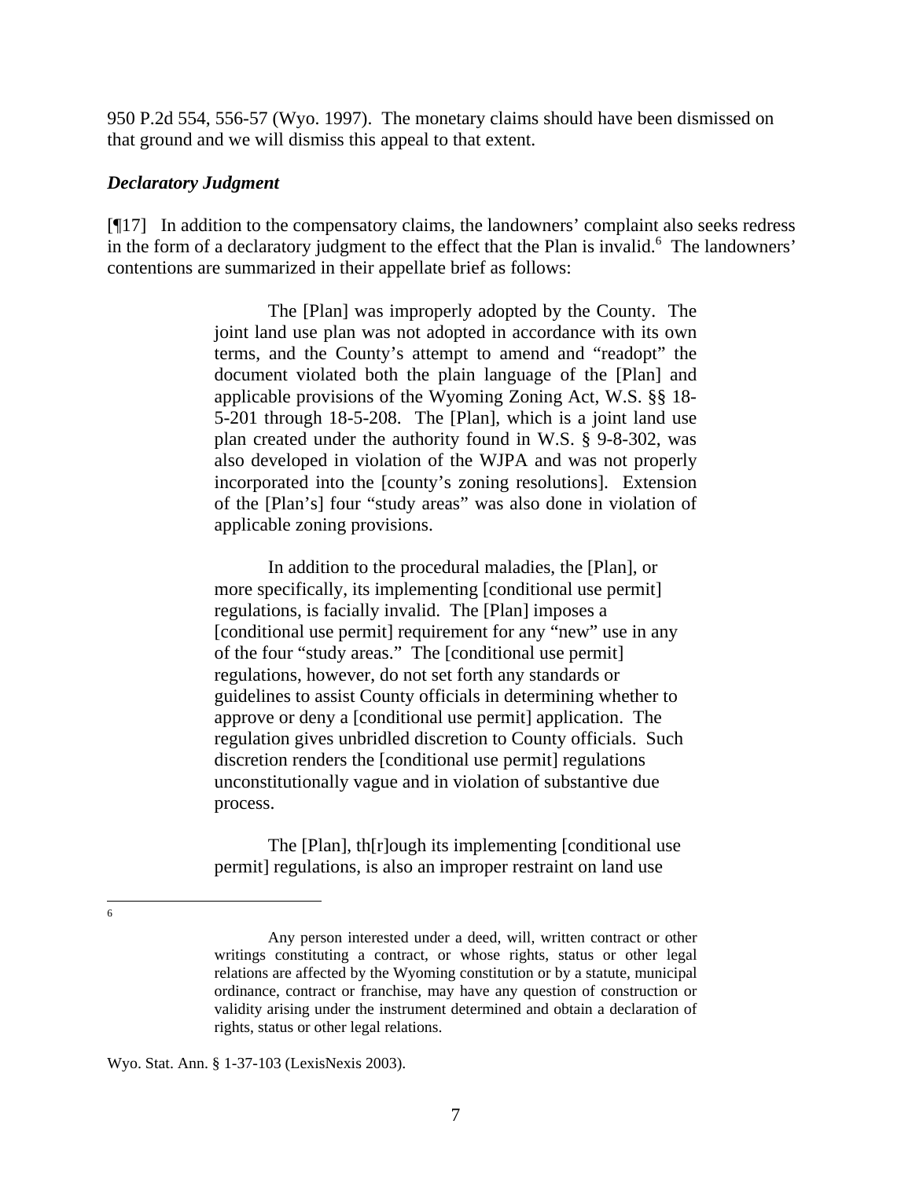950 P.2d 554, 556-57 (Wyo. 1997). The monetary claims should have been dismissed on that ground and we will dismiss this appeal to that extent.

### *Declaratory Judgment*

[¶17] In addition to the compensatory claims, the landowners' complaint also seeks redress in the form of a declaratory judgment to the effect that the Plan is invalid.[6] The landowners' contentions are summarized in their appellate brief as follows:

> The [Plan] was improperly adopted by the County. The joint land use plan was not adopted in accordance with its own terms, and the County's attempt to amend and "readopt" the document violated both the plain language of the [Plan] and applicable provisions of the Wyoming Zoning Act, W.S. §§ 18-5-201 through 18-5-208. The [Plan], which is a joint land use plan created under the authority found in W.S. § 9-8-302, was also developed in violation of the WJPA and was not properly incorporated into the [county's zoning resolutions]. Extension of the [Plan's] four "study areas" was also done in violation of applicable zoning provisions.
>
> In addition to the procedural maladies, the [Plan], or more specifically, its implementing [conditional use permit] regulations, is facially invalid. The [Plan] imposes a [conditional use permit] requirement for any "new" use in any of the four "study areas." The [conditional use permit] regulations, however, do not set forth any standards or guidelines to assist County officials in determining whether to approve or deny a [conditional use permit] application. The regulation gives unbridled discretion to County officials. Such discretion renders the [conditional use permit] regulations unconstitutionally vague and in violation of substantive due process.
>
> The [Plan], th[r]ough its implementing [conditional use permit] regulations, is also an improper restraint on land use

---

[6]

> Any person interested under a deed, will, written contract or other writings constituting a contract, or whose rights, status or other legal relations are affected by the Wyoming constitution or by a statute, municipal ordinance, contract or franchise, may have any question of construction or validity arising under the instrument determined and obtain a declaration of rights, status or other legal relations.

Wyo. Stat. Ann. § 1-37-103 (LexisNexis 2003).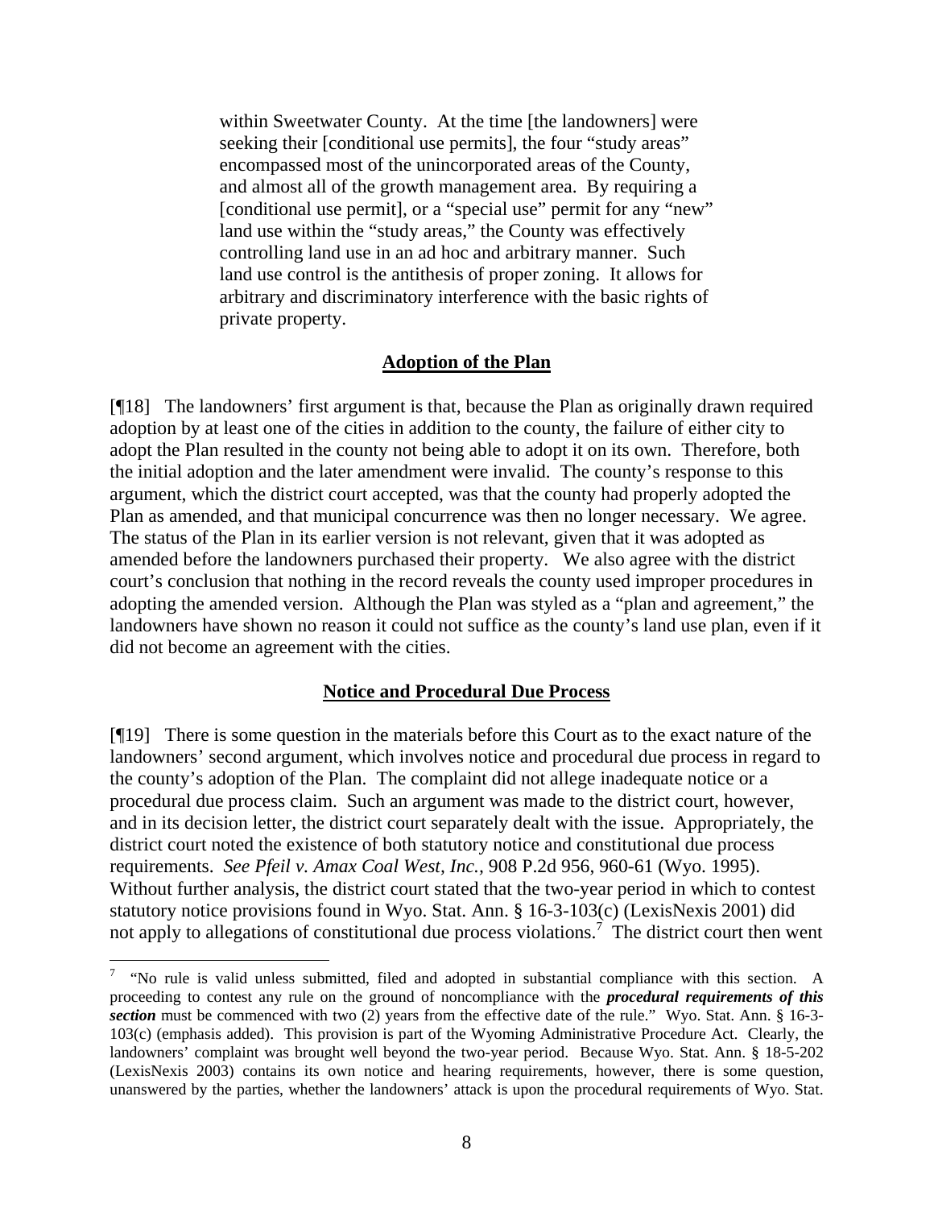> within Sweetwater County. At the time [the landowners] were seeking their [conditional use permits], the four "study areas" encompassed most of the unincorporated areas of the County, and almost all of the growth management area. By requiring a [conditional use permit], or a "special use" permit for any "new" land use within the "study areas," the County was effectively controlling land use in an ad hoc and arbitrary manner. Such land use control is the antithesis of proper zoning. It allows for arbitrary and discriminatory interference with the basic rights of private property.

## Adoption of the Plan

[¶18] The landowners' first argument is that, because the Plan as originally drawn required adoption by at least one of the cities in addition to the county, the failure of either city to adopt the Plan resulted in the county not being able to adopt it on its own. Therefore, both the initial adoption and the later amendment were invalid. The county's response to this argument, which the district court accepted, was that the county had properly adopted the Plan as amended, and that municipal concurrence was then no longer necessary. We agree. The status of the Plan in its earlier version is not relevant, given that it was adopted as amended before the landowners purchased their property. We also agree with the district court's conclusion that nothing in the record reveals the county used improper procedures in adopting the amended version. Although the Plan was styled as a "plan and agreement," the landowners have shown no reason it could not suffice as the county's land use plan, even if it did not become an agreement with the cities.

## Notice and Procedural Due Process

[¶19] There is some question in the materials before this Court as to the exact nature of the landowners' second argument, which involves notice and procedural due process in regard to the county's adoption of the Plan. The complaint did not allege inadequate notice or a procedural due process claim. Such an argument was made to the district court, however, and in its decision letter, the district court separately dealt with the issue. Appropriately, the district court noted the existence of both statutory notice and constitutional due process requirements. *See Pfeil v. Amax Coal West, Inc.,* 908 P.2d 956, 960-61 (Wyo. 1995). Without further analysis, the district court stated that the two-year period in which to contest statutory notice provisions found in Wyo. Stat. Ann. § 16-3-103(c) (LexisNexis 2001) did not apply to allegations of constitutional due process violations.[7] The district court then went

---

[7] "No rule is valid unless submitted, filed and adopted in substantial compliance with this section. A proceeding to contest any rule on the ground of noncompliance with the ***procedural requirements of this section*** must be commenced with two (2) years from the effective date of the rule." Wyo. Stat. Ann. § 16-3-103(c) (emphasis added). This provision is part of the Wyoming Administrative Procedure Act. Clearly, the landowners' complaint was brought well beyond the two-year period. Because Wyo. Stat. Ann. § 18-5-202 (LexisNexis 2003) contains its own notice and hearing requirements, however, there is some question, unanswered by the parties, whether the landowners' attack is upon the procedural requirements of Wyo. Stat.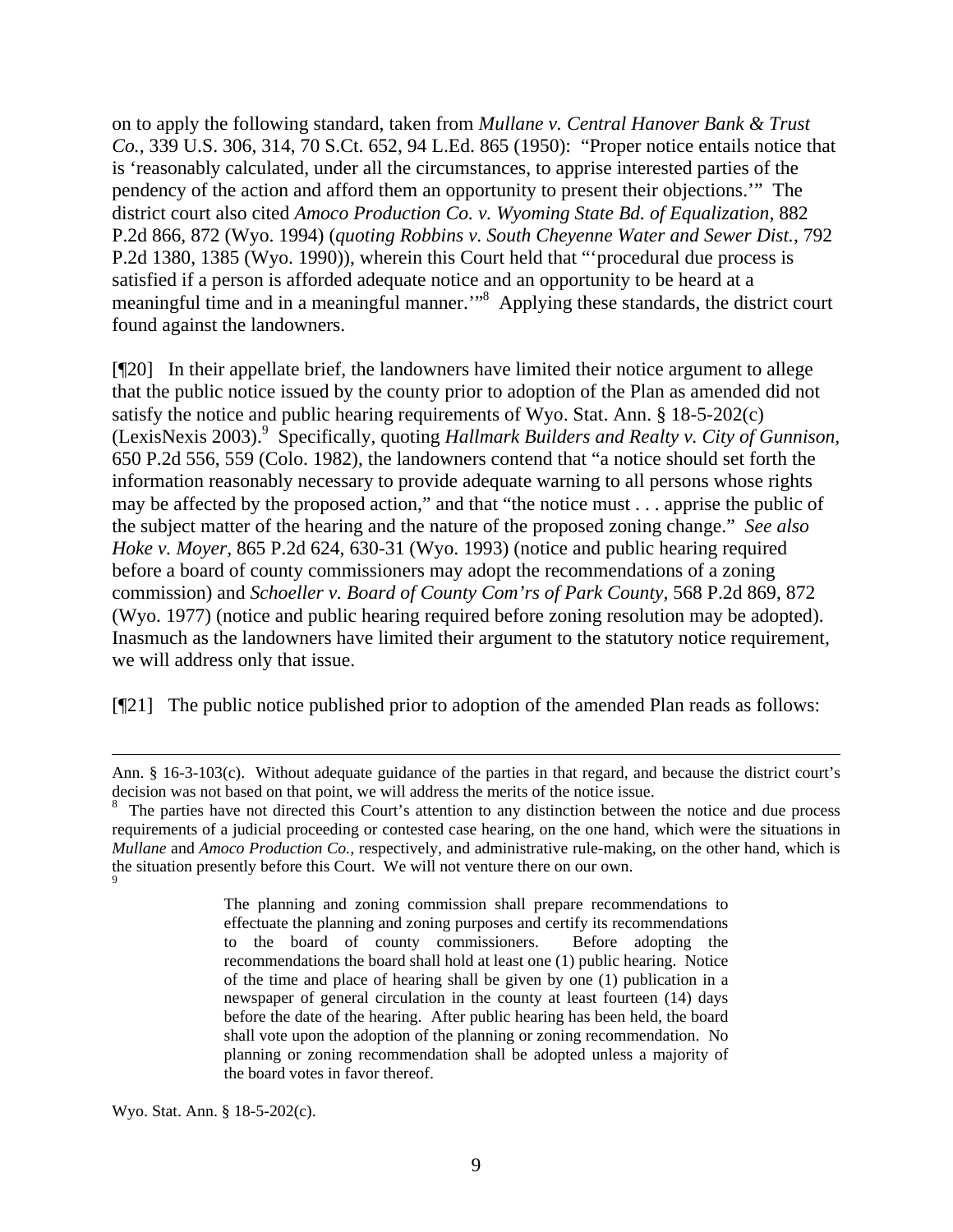on to apply the following standard, taken from *Mullane v. Central Hanover Bank & Trust Co.*, 339 U.S. 306, 314, 70 S.Ct. 652, 94 L.Ed. 865 (1950): "Proper notice entails notice that is 'reasonably calculated, under all the circumstances, to apprise interested parties of the pendency of the action and afford them an opportunity to present their objections.'" The district court also cited *Amoco Production Co. v. Wyoming State Bd. of Equalization*, 882 P.2d 866, 872 (Wyo. 1994) (*quoting Robbins v. South Cheyenne Water and Sewer Dist.*, 792 P.2d 1380, 1385 (Wyo. 1990)), wherein this Court held that "'procedural due process is satisfied if a person is afforded adequate notice and an opportunity to be heard at a meaningful time and in a meaningful manner.'"[8] Applying these standards, the district court found against the landowners.

[¶20] In their appellate brief, the landowners have limited their notice argument to allege that the public notice issued by the county prior to adoption of the Plan as amended did not satisfy the notice and public hearing requirements of Wyo. Stat. Ann. § 18-5-202(c) (LexisNexis 2003).[9] Specifically, quoting *Hallmark Builders and Realty v. City of Gunnison*, 650 P.2d 556, 559 (Colo. 1982), the landowners contend that "a notice should set forth the information reasonably necessary to provide adequate warning to all persons whose rights may be affected by the proposed action," and that "the notice must . . . apprise the public of the subject matter of the hearing and the nature of the proposed zoning change." *See also Hoke v. Moyer*, 865 P.2d 624, 630-31 (Wyo. 1993) (notice and public hearing required before a board of county commissioners may adopt the recommendations of a zoning commission) and *Schoeller v. Board of County Com'rs of Park County*, 568 P.2d 869, 872 (Wyo. 1977) (notice and public hearing required before zoning resolution may be adopted). Inasmuch as the landowners have limited their argument to the statutory notice requirement, we will address only that issue.

[¶21] The public notice published prior to adoption of the amended Plan reads as follows:

---

Ann. § 16-3-103(c). Without adequate guidance of the parties in that regard, and because the district court's decision was not based on that point, we will address the merits of the notice issue.

[8] The parties have not directed this Court's attention to any distinction between the notice and due process requirements of a judicial proceeding or contested case hearing, on the one hand, which were the situations in *Mullane* and *Amoco Production Co.*, respectively, and administrative rule-making, on the other hand, which is the situation presently before this Court. We will not venture there on our own.

[9]

> The planning and zoning commission shall prepare recommendations to effectuate the planning and zoning purposes and certify its recommendations to the board of county commissioners. Before adopting the recommendations the board shall hold at least one (1) public hearing. Notice of the time and place of hearing shall be given by one (1) publication in a newspaper of general circulation in the county at least fourteen (14) days before the date of the hearing. After public hearing has been held, the board shall vote upon the adoption of the planning or zoning recommendation. No planning or zoning recommendation shall be adopted unless a majority of the board votes in favor thereof.

Wyo. Stat. Ann. § 18-5-202(c).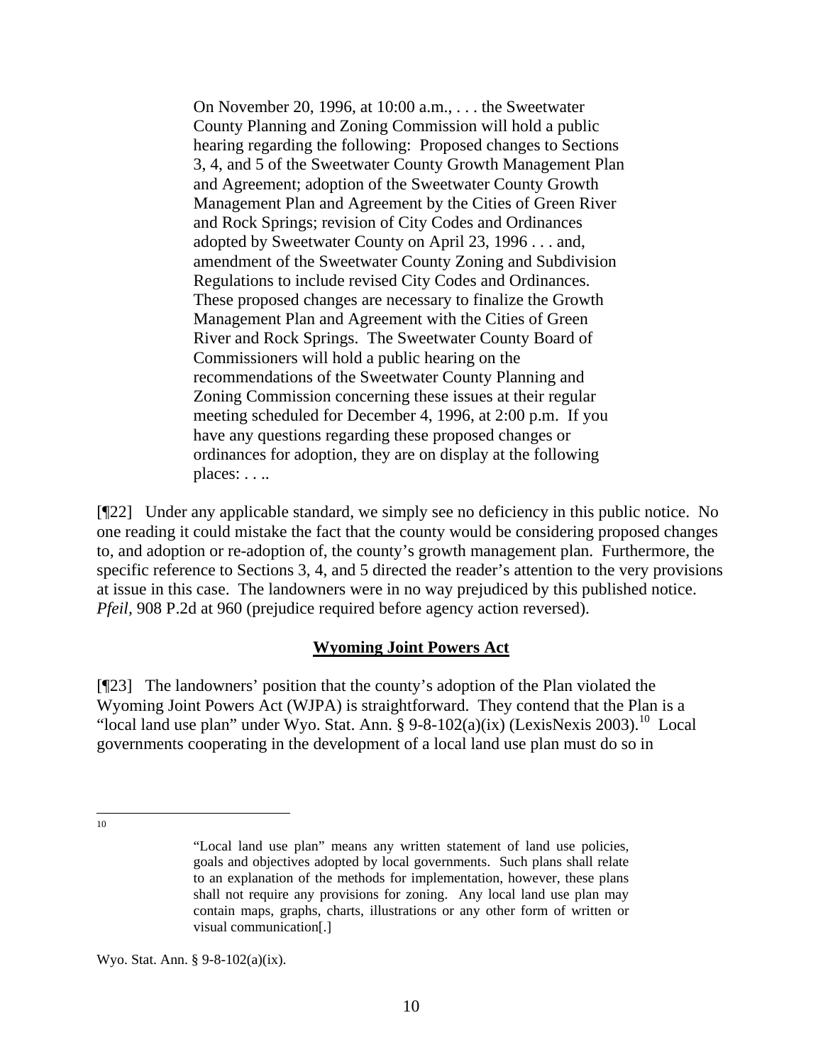> On November 20, 1996, at 10:00 a.m., . . . the Sweetwater County Planning and Zoning Commission will hold a public hearing regarding the following: Proposed changes to Sections 3, 4, and 5 of the Sweetwater County Growth Management Plan and Agreement; adoption of the Sweetwater County Growth Management Plan and Agreement by the Cities of Green River and Rock Springs; revision of City Codes and Ordinances adopted by Sweetwater County on April 23, 1996 . . . and, amendment of the Sweetwater County Zoning and Subdivision Regulations to include revised City Codes and Ordinances. These proposed changes are necessary to finalize the Growth Management Plan and Agreement with the Cities of Green River and Rock Springs. The Sweetwater County Board of Commissioners will hold a public hearing on the recommendations of the Sweetwater County Planning and Zoning Commission concerning these issues at their regular meeting scheduled for December 4, 1996, at 2:00 p.m. If you have any questions regarding these proposed changes or ordinances for adoption, they are on display at the following places: . . ..

[¶22] Under any applicable standard, we simply see no deficiency in this public notice. No one reading it could mistake the fact that the county would be considering proposed changes to, and adoption or re-adoption of, the county's growth management plan. Furthermore, the specific reference to Sections 3, 4, and 5 directed the reader's attention to the very provisions at issue in this case. The landowners were in no way prejudiced by this published notice. *Pfeil*, 908 P.2d at 960 (prejudice required before agency action reversed).

## Wyoming Joint Powers Act

[¶23] The landowners' position that the county's adoption of the Plan violated the Wyoming Joint Powers Act (WJPA) is straightforward. They contend that the Plan is a "local land use plan" under Wyo. Stat. Ann. § 9-8-102(a)(ix) (LexisNexis 2003).[10] Local governments cooperating in the development of a local land use plan must do so in

---

[10]

> "Local land use plan" means any written statement of land use policies, goals and objectives adopted by local governments. Such plans shall relate to an explanation of the methods for implementation, however, these plans shall not require any provisions for zoning. Any local land use plan may contain maps, graphs, charts, illustrations or any other form of written or visual communication[.]

Wyo. Stat. Ann. § 9-8-102(a)(ix).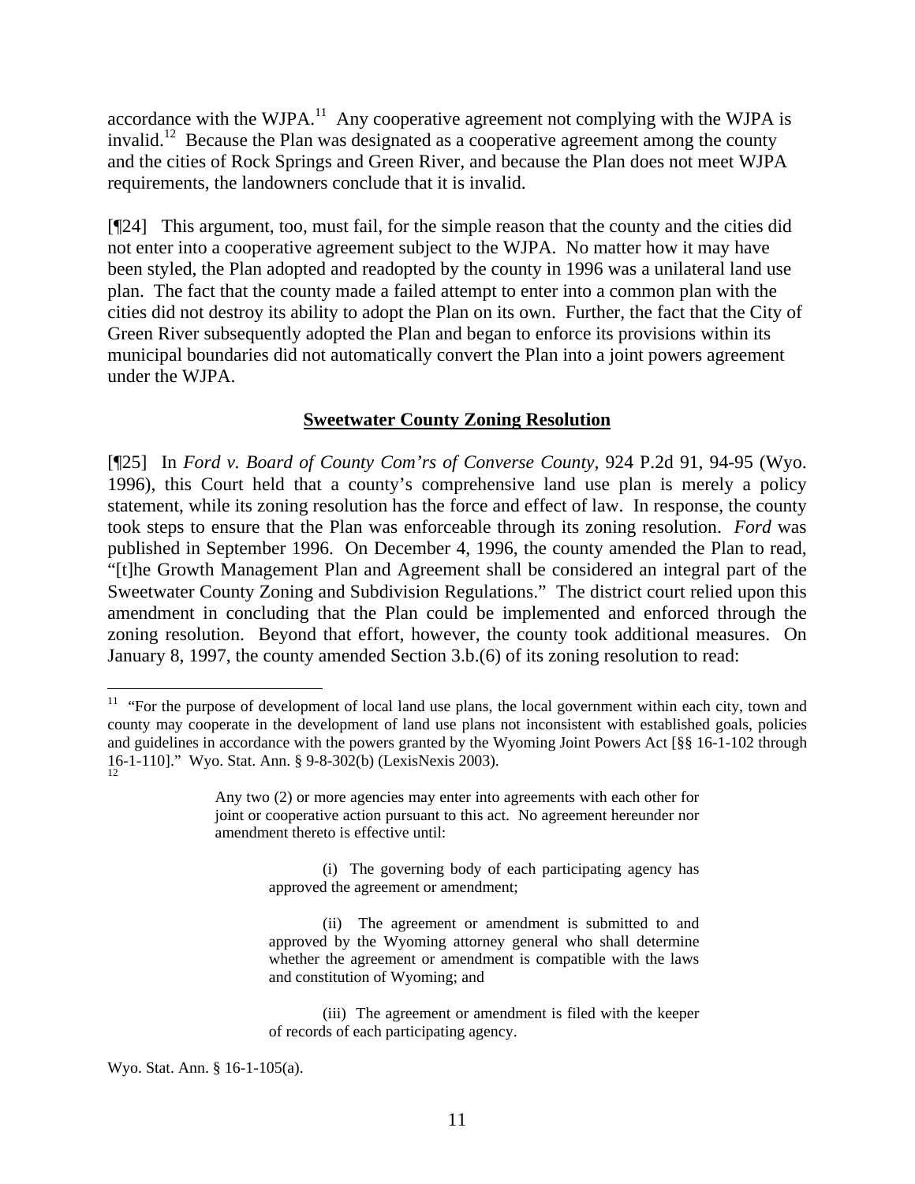accordance with the WJPA.[11] Any cooperative agreement not complying with the WJPA is invalid.[12] Because the Plan was designated as a cooperative agreement among the county and the cities of Rock Springs and Green River, and because the Plan does not meet WJPA requirements, the landowners conclude that it is invalid.

[¶24] This argument, too, must fail, for the simple reason that the county and the cities did not enter into a cooperative agreement subject to the WJPA. No matter how it may have been styled, the Plan adopted and readopted by the county in 1996 was a unilateral land use plan. The fact that the county made a failed attempt to enter into a common plan with the cities did not destroy its ability to adopt the Plan on its own. Further, the fact that the City of Green River subsequently adopted the Plan and began to enforce its provisions within its municipal boundaries did not automatically convert the Plan into a joint powers agreement under the WJPA.

## Sweetwater County Zoning Resolution

[¶25] In *Ford v. Board of County Com'rs of Converse County*, 924 P.2d 91, 94-95 (Wyo. 1996), this Court held that a county's comprehensive land use plan is merely a policy statement, while its zoning resolution has the force and effect of law. In response, the county took steps to ensure that the Plan was enforceable through its zoning resolution. *Ford* was published in September 1996. On December 4, 1996, the county amended the Plan to read, "[t]he Growth Management Plan and Agreement shall be considered an integral part of the Sweetwater County Zoning and Subdivision Regulations." The district court relied upon this amendment in concluding that the Plan could be implemented and enforced through the zoning resolution. Beyond that effort, however, the county took additional measures. On January 8, 1997, the county amended Section 3.b.(6) of its zoning resolution to read:

---

[11] "For the purpose of development of local land use plans, the local government within each city, town and county may cooperate in the development of land use plans not inconsistent with established goals, policies and guidelines in accordance with the powers granted by the Wyoming Joint Powers Act [§§ 16-1-102 through 16-1-110]." Wyo. Stat. Ann. § 9-8-302(b) (LexisNexis 2003).

[12]

> Any two (2) or more agencies may enter into agreements with each other for joint or cooperative action pursuant to this act. No agreement hereunder nor amendment thereto is effective until:
>
> (i) The governing body of each participating agency has approved the agreement or amendment;
>
> (ii) The agreement or amendment is submitted to and approved by the Wyoming attorney general who shall determine whether the agreement or amendment is compatible with the laws and constitution of Wyoming; and
>
> (iii) The agreement or amendment is filed with the keeper of records of each participating agency.

Wyo. Stat. Ann. § 16-1-105(a).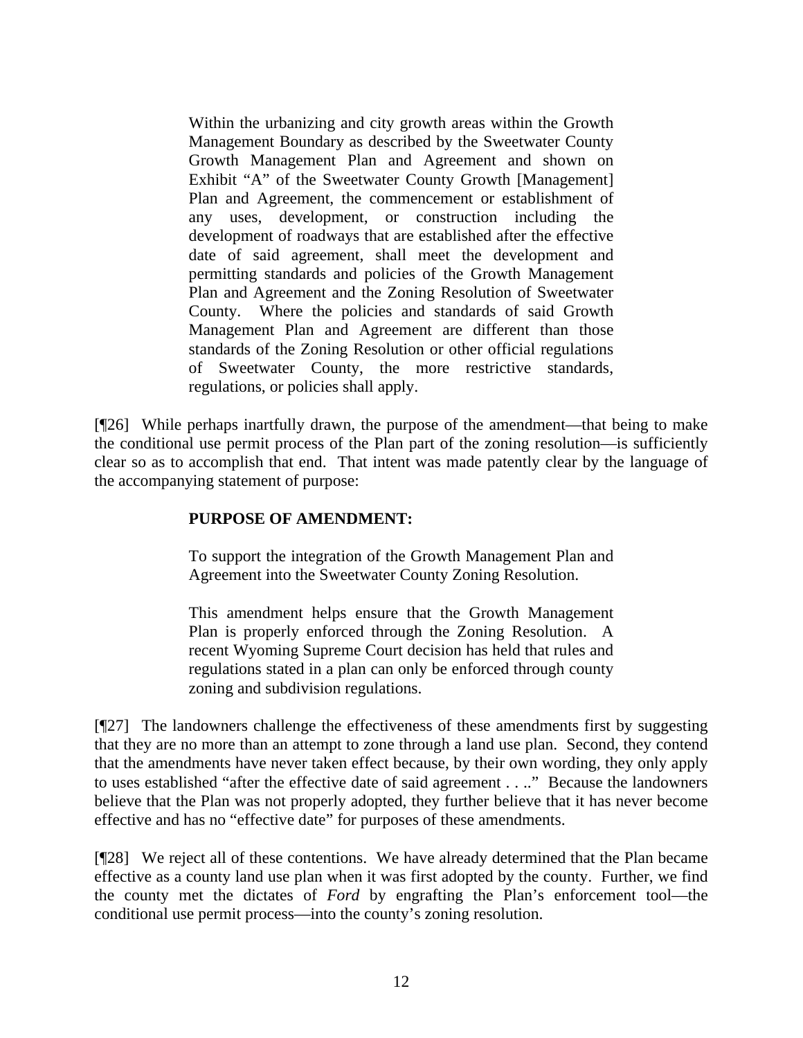> Within the urbanizing and city growth areas within the Growth Management Boundary as described by the Sweetwater County Growth Management Plan and Agreement and shown on Exhibit "A" of the Sweetwater County Growth [Management] Plan and Agreement, the commencement or establishment of any uses, development, or construction including the development of roadways that are established after the effective date of said agreement, shall meet the development and permitting standards and policies of the Growth Management Plan and Agreement and the Zoning Resolution of Sweetwater County. Where the policies and standards of said Growth Management Plan and Agreement are different than those standards of the Zoning Resolution or other official regulations of Sweetwater County, the more restrictive standards, regulations, or policies shall apply.

[¶26] While perhaps inartfully drawn, the purpose of the amendment—that being to make the conditional use permit process of the Plan part of the zoning resolution—is sufficiently clear so as to accomplish that end. That intent was made patently clear by the language of the accompanying statement of purpose:

> **PURPOSE OF AMENDMENT:**
>
> To support the integration of the Growth Management Plan and Agreement into the Sweetwater County Zoning Resolution.
>
> This amendment helps ensure that the Growth Management Plan is properly enforced through the Zoning Resolution. A recent Wyoming Supreme Court decision has held that rules and regulations stated in a plan can only be enforced through county zoning and subdivision regulations.

[¶27] The landowners challenge the effectiveness of these amendments first by suggesting that they are no more than an attempt to zone through a land use plan. Second, they contend that the amendments have never taken effect because, by their own wording, they only apply to uses established "after the effective date of said agreement . . .." Because the landowners believe that the Plan was not properly adopted, they further believe that it has never become effective and has no "effective date" for purposes of these amendments.

[¶28] We reject all of these contentions. We have already determined that the Plan became effective as a county land use plan when it was first adopted by the county. Further, we find the county met the dictates of *Ford* by engrafting the Plan's enforcement tool—the conditional use permit process—into the county's zoning resolution.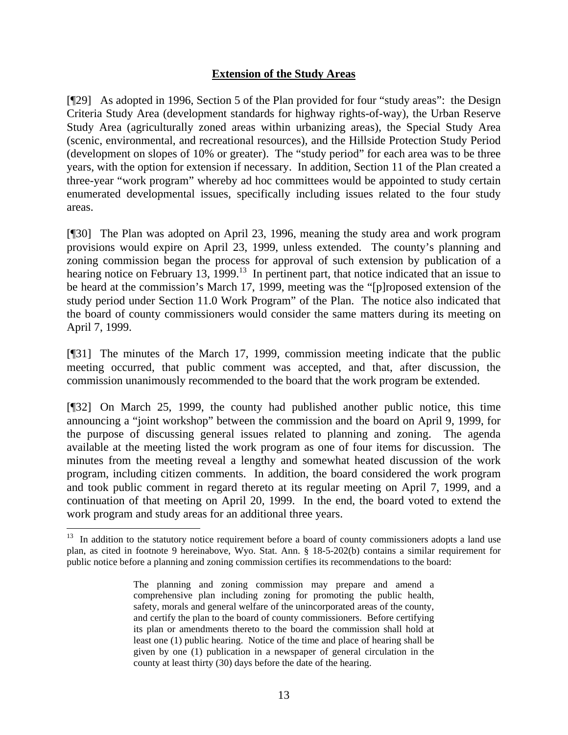## Extension of the Study Areas

[¶29] As adopted in 1996, Section 5 of the Plan provided for four "study areas": the Design Criteria Study Area (development standards for highway rights-of-way), the Urban Reserve Study Area (agriculturally zoned areas within urbanizing areas), the Special Study Area (scenic, environmental, and recreational resources), and the Hillside Protection Study Period (development on slopes of 10% or greater). The "study period" for each area was to be three years, with the option for extension if necessary. In addition, Section 11 of the Plan created a three-year "work program" whereby ad hoc committees would be appointed to study certain enumerated developmental issues, specifically including issues related to the four study areas.

[¶30] The Plan was adopted on April 23, 1996, meaning the study area and work program provisions would expire on April 23, 1999, unless extended. The county's planning and zoning commission began the process for approval of such extension by publication of a hearing notice on February 13, 1999.[13] In pertinent part, that notice indicated that an issue to be heard at the commission's March 17, 1999, meeting was the "[p]roposed extension of the study period under Section 11.0 Work Program" of the Plan. The notice also indicated that the board of county commissioners would consider the same matters during its meeting on April 7, 1999.

[¶31] The minutes of the March 17, 1999, commission meeting indicate that the public meeting occurred, that public comment was accepted, and that, after discussion, the commission unanimously recommended to the board that the work program be extended.

[¶32] On March 25, 1999, the county had published another public notice, this time announcing a "joint workshop" between the commission and the board on April 9, 1999, for the purpose of discussing general issues related to planning and zoning. The agenda available at the meeting listed the work program as one of four items for discussion. The minutes from the meeting reveal a lengthy and somewhat heated discussion of the work program, including citizen comments. In addition, the board considered the work program and took public comment in regard thereto at its regular meeting on April 7, 1999, and a continuation of that meeting on April 20, 1999. In the end, the board voted to extend the work program and study areas for an additional three years.

---

[13] In addition to the statutory notice requirement before a board of county commissioners adopts a land use plan, as cited in footnote 9 hereinabove, Wyo. Stat. Ann. § 18-5-202(b) contains a similar requirement for public notice before a planning and zoning commission certifies its recommendations to the board:

> The planning and zoning commission may prepare and amend a comprehensive plan including zoning for promoting the public health, safety, morals and general welfare of the unincorporated areas of the county, and certify the plan to the board of county commissioners. Before certifying its plan or amendments thereto to the board the commission shall hold at least one (1) public hearing. Notice of the time and place of hearing shall be given by one (1) publication in a newspaper of general circulation in the county at least thirty (30) days before the date of the hearing.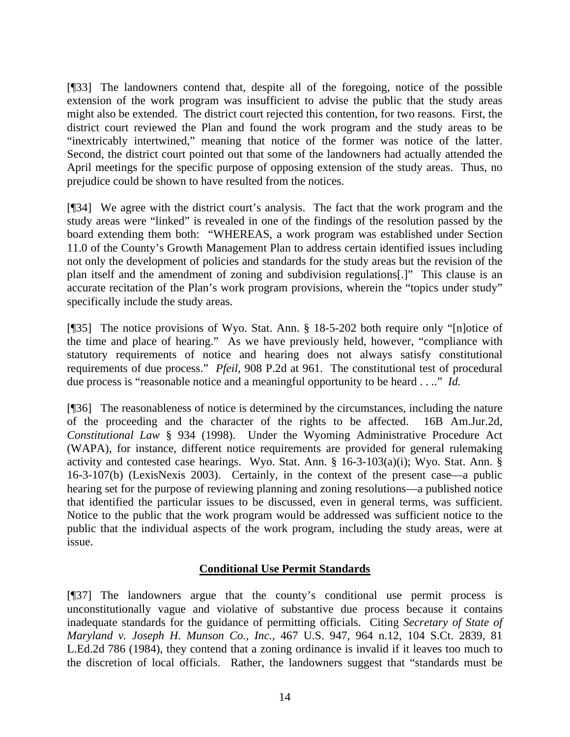[¶33] The landowners contend that, despite all of the foregoing, notice of the possible extension of the work program was insufficient to advise the public that the study areas might also be extended. The district court rejected this contention, for two reasons. First, the district court reviewed the Plan and found the work program and the study areas to be "inextricably intertwined," meaning that notice of the former was notice of the latter. Second, the district court pointed out that some of the landowners had actually attended the April meetings for the specific purpose of opposing extension of the study areas. Thus, no prejudice could be shown to have resulted from the notices.

[¶34] We agree with the district court's analysis. The fact that the work program and the study areas were "linked" is revealed in one of the findings of the resolution passed by the board extending them both: "WHEREAS, a work program was established under Section 11.0 of the County's Growth Management Plan to address certain identified issues including not only the development of policies and standards for the study areas but the revision of the plan itself and the amendment of zoning and subdivision regulations[.]" This clause is an accurate recitation of the Plan's work program provisions, wherein the "topics under study" specifically include the study areas.

[¶35] The notice provisions of Wyo. Stat. Ann. § 18-5-202 both require only "[n]otice of the time and place of hearing." As we have previously held, however, "compliance with statutory requirements of notice and hearing does not always satisfy constitutional requirements of due process." *Pfeil,* 908 P.2d at 961. The constitutional test of procedural due process is "reasonable notice and a meaningful opportunity to be heard . . .." *Id.*

[¶36] The reasonableness of notice is determined by the circumstances, including the nature of the proceeding and the character of the rights to be affected. 16B Am.Jur.2d, *Constitutional Law* § 934 (1998). Under the Wyoming Administrative Procedure Act (WAPA), for instance, different notice requirements are provided for general rulemaking activity and contested case hearings. Wyo. Stat. Ann. § 16-3-103(a)(i); Wyo. Stat. Ann. § 16-3-107(b) (LexisNexis 2003). Certainly, in the context of the present case—a public hearing set for the purpose of reviewing planning and zoning resolutions—a published notice that identified the particular issues to be discussed, even in general terms, was sufficient. Notice to the public that the work program would be addressed was sufficient notice to the public that the individual aspects of the work program, including the study areas, were at issue.

## Conditional Use Permit Standards

[¶37] The landowners argue that the county's conditional use permit process is unconstitutionally vague and violative of substantive due process because it contains inadequate standards for the guidance of permitting officials. Citing *Secretary of State of Maryland v. Joseph H. Munson Co., Inc.*, 467 U.S. 947, 964 n.12, 104 S.Ct. 2839, 81 L.Ed.2d 786 (1984), they contend that a zoning ordinance is invalid if it leaves too much to the discretion of local officials. Rather, the landowners suggest that "standards must be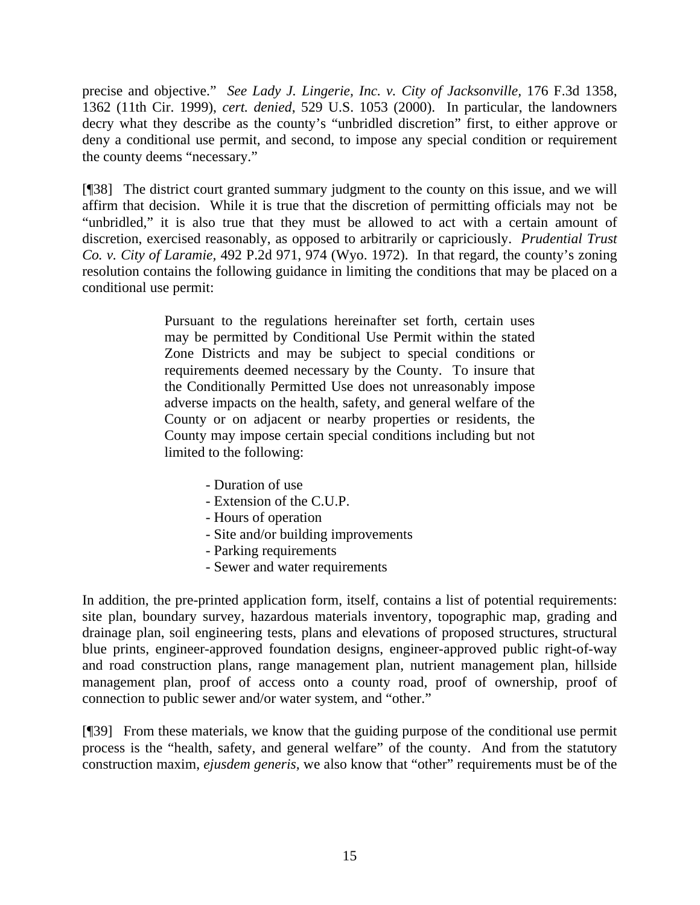precise and objective." *See Lady J. Lingerie, Inc. v. City of Jacksonville,* 176 F.3d 1358, 1362 (11th Cir. 1999), *cert. denied*, 529 U.S. 1053 (2000). In particular, the landowners decry what they describe as the county's "unbridled discretion" first, to either approve or deny a conditional use permit, and second, to impose any special condition or requirement the county deems "necessary."

[¶38] The district court granted summary judgment to the county on this issue, and we will affirm that decision. While it is true that the discretion of permitting officials may not be "unbridled," it is also true that they must be allowed to act with a certain amount of discretion, exercised reasonably, as opposed to arbitrarily or capriciously. *Prudential Trust Co. v. City of Laramie,* 492 P.2d 971, 974 (Wyo. 1972). In that regard, the county's zoning resolution contains the following guidance in limiting the conditions that may be placed on a conditional use permit:

> Pursuant to the regulations hereinafter set forth, certain uses may be permitted by Conditional Use Permit within the stated Zone Districts and may be subject to special conditions or requirements deemed necessary by the County. To insure that the Conditionally Permitted Use does not unreasonably impose adverse impacts on the health, safety, and general welfare of the County or on adjacent or nearby properties or residents, the County may impose certain special conditions including but not limited to the following:
>
> - Duration of use
> - Extension of the C.U.P.
> - Hours of operation
> - Site and/or building improvements
> - Parking requirements
> - Sewer and water requirements

In addition, the pre-printed application form, itself, contains a list of potential requirements: site plan, boundary survey, hazardous materials inventory, topographic map, grading and drainage plan, soil engineering tests, plans and elevations of proposed structures, structural blue prints, engineer-approved foundation designs, engineer-approved public right-of-way and road construction plans, range management plan, nutrient management plan, hillside management plan, proof of access onto a county road, proof of ownership, proof of connection to public sewer and/or water system, and "other."

[¶39] From these materials, we know that the guiding purpose of the conditional use permit process is the "health, safety, and general welfare" of the county. And from the statutory construction maxim, *ejusdem generis*, we also know that "other" requirements must be of the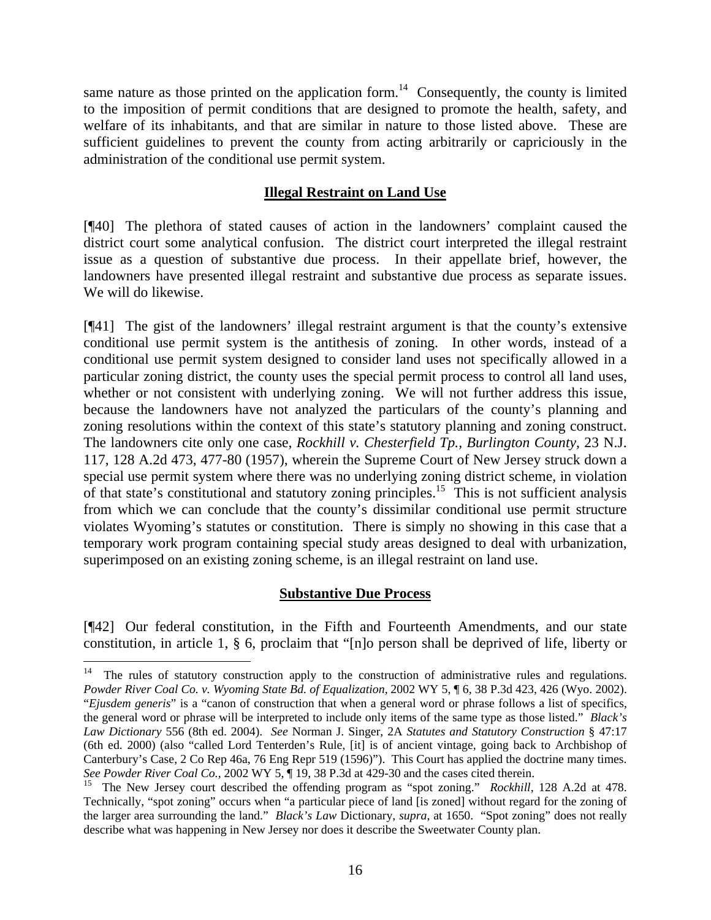same nature as those printed on the application form.[14] Consequently, the county is limited to the imposition of permit conditions that are designed to promote the health, safety, and welfare of its inhabitants, and that are similar in nature to those listed above. These are sufficient guidelines to prevent the county from acting arbitrarily or capriciously in the administration of the conditional use permit system.

## Illegal Restraint on Land Use

[¶40] The plethora of stated causes of action in the landowners' complaint caused the district court some analytical confusion. The district court interpreted the illegal restraint issue as a question of substantive due process. In their appellate brief, however, the landowners have presented illegal restraint and substantive due process as separate issues. We will do likewise.

[¶41] The gist of the landowners' illegal restraint argument is that the county's extensive conditional use permit system is the antithesis of zoning. In other words, instead of a conditional use permit system designed to consider land uses not specifically allowed in a particular zoning district, the county uses the special permit process to control all land uses, whether or not consistent with underlying zoning. We will not further address this issue, because the landowners have not analyzed the particulars of the county's planning and zoning resolutions within the context of this state's statutory planning and zoning construct. The landowners cite only one case, *Rockhill v. Chesterfield Tp., Burlington County*, 23 N.J. 117, 128 A.2d 473, 477-80 (1957), wherein the Supreme Court of New Jersey struck down a special use permit system where there was no underlying zoning district scheme, in violation of that state's constitutional and statutory zoning principles.[15] This is not sufficient analysis from which we can conclude that the county's dissimilar conditional use permit structure violates Wyoming's statutes or constitution. There is simply no showing in this case that a temporary work program containing special study areas designed to deal with urbanization, superimposed on an existing zoning scheme, is an illegal restraint on land use.

## Substantive Due Process

[¶42] Our federal constitution, in the Fifth and Fourteenth Amendments, and our state constitution, in article 1, § 6, proclaim that "[n]o person shall be deprived of life, liberty or

---

[14] The rules of statutory construction apply to the construction of administrative rules and regulations. *Powder River Coal Co. v. Wyoming State Bd. of Equalization*, 2002 WY 5, ¶ 6, 38 P.3d 423, 426 (Wyo. 2002). "*Ejusdem generis*" is a "canon of construction that when a general word or phrase follows a list of specifics, the general word or phrase will be interpreted to include only items of the same type as those listed." *Black's Law Dictionary* 556 (8th ed. 2004). *See* Norman J. Singer, 2A *Statutes and Statutory Construction* § 47:17 (6th ed. 2000) (also "called Lord Tenterden's Rule, [it] is of ancient vintage, going back to Archbishop of Canterbury's Case, 2 Co Rep 46a, 76 Eng Repr 519 (1596)"). This Court has applied the doctrine many times. *See Powder River Coal Co.*, 2002 WY 5, ¶ 19, 38 P.3d at 429-30 and the cases cited therein.

[15] The New Jersey court described the offending program as "spot zoning." *Rockhill*, 128 A.2d at 478. Technically, "spot zoning" occurs when "a particular piece of land [is zoned] without regard for the zoning of the larger area surrounding the land." *Black's Law* Dictionary, *supra*, at 1650. "Spot zoning" does not really describe what was happening in New Jersey nor does it describe the Sweetwater County plan.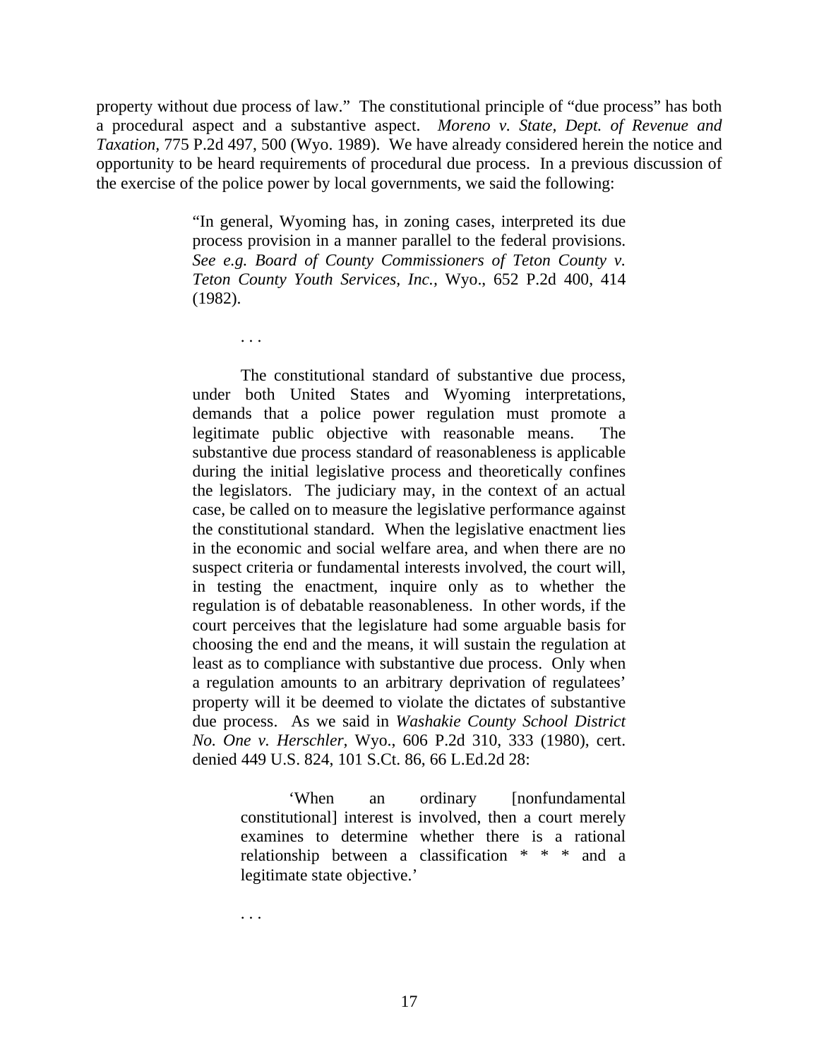property without due process of law." The constitutional principle of "due process" has both a procedural aspect and a substantive aspect. *Moreno v. State, Dept. of Revenue and Taxation*, 775 P.2d 497, 500 (Wyo. 1989). We have already considered herein the notice and opportunity to be heard requirements of procedural due process. In a previous discussion of the exercise of the police power by local governments, we said the following:

> "In general, Wyoming has, in zoning cases, interpreted its due process provision in a manner parallel to the federal provisions. *See e.g. Board of County Commissioners of Teton County v. Teton County Youth Services, Inc.*, Wyo., 652 P.2d 400, 414 (1982).
>
> . . .
>
> The constitutional standard of substantive due process, under both United States and Wyoming interpretations, demands that a police power regulation must promote a legitimate public objective with reasonable means. The substantive due process standard of reasonableness is applicable during the initial legislative process and theoretically confines the legislators. The judiciary may, in the context of an actual case, be called on to measure the legislative performance against the constitutional standard. When the legislative enactment lies in the economic and social welfare area, and when there are no suspect criteria or fundamental interests involved, the court will, in testing the enactment, inquire only as to whether the regulation is of debatable reasonableness. In other words, if the court perceives that the legislature had some arguable basis for choosing the end and the means, it will sustain the regulation at least as to compliance with substantive due process. Only when a regulation amounts to an arbitrary deprivation of regulatees' property will it be deemed to violate the dictates of substantive due process. As we said in *Washakie County School District No. One v. Herschler,* Wyo., 606 P.2d 310, 333 (1980), cert. denied 449 U.S. 824, 101 S.Ct. 86, 66 L.Ed.2d 28:
>
> > 'When an ordinary [nonfundamental constitutional] interest is involved, then a court merely examines to determine whether there is a rational relationship between a classification * * * and a legitimate state objective.'
>
> . . .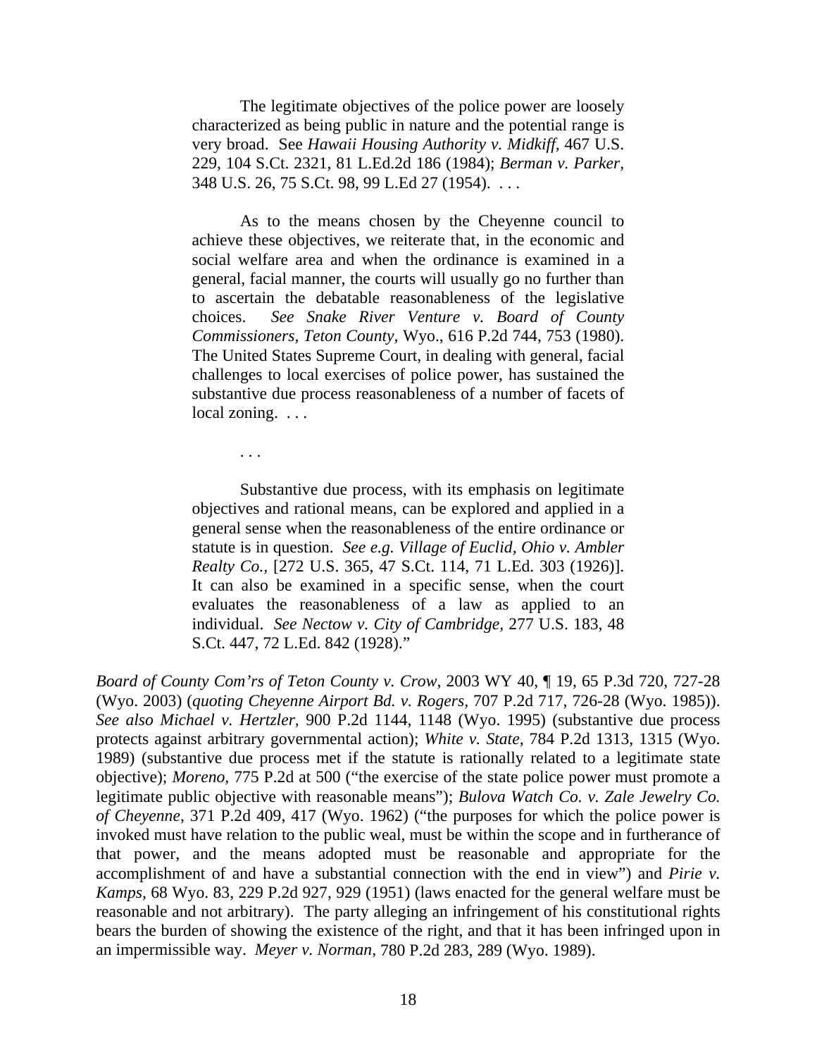> The legitimate objectives of the police power are loosely characterized as being public in nature and the potential range is very broad. See *Hawaii Housing Authority v. Midkiff,* 467 U.S. 229, 104 S.Ct. 2321, 81 L.Ed.2d 186 (1984); *Berman v. Parker,* 348 U.S. 26, 75 S.Ct. 98, 99 L.Ed 27 (1954). . . .
>
> As to the means chosen by the Cheyenne council to achieve these objectives, we reiterate that, in the economic and social welfare area and when the ordinance is examined in a general, facial manner, the courts will usually go no further than to ascertain the debatable reasonableness of the legislative choices. *See Snake River Venture v. Board of County Commissioners, Teton County,* Wyo., 616 P.2d 744, 753 (1980). The United States Supreme Court, in dealing with general, facial challenges to local exercises of police power, has sustained the substantive due process reasonableness of a number of facets of local zoning. . . .
>
> . . .
>
> Substantive due process, with its emphasis on legitimate objectives and rational means, can be explored and applied in a general sense when the reasonableness of the entire ordinance or statute is in question. *See e.g. Village of Euclid, Ohio v. Ambler Realty Co.,* [272 U.S. 365, 47 S.Ct. 114, 71 L.Ed. 303 (1926)]. It can also be examined in a specific sense, when the court evaluates the reasonableness of a law as applied to an individual. *See Nectow v. City of Cambridge,* 277 U.S. 183, 48 S.Ct. 447, 72 L.Ed. 842 (1928)."

*Board of County Com'rs of Teton County v. Crow,* 2003 WY 40, ¶ 19, 65 P.3d 720, 727-28 (Wyo. 2003) (*quoting Cheyenne Airport Bd. v. Rogers,* 707 P.2d 717, 726-28 (Wyo. 1985)). *See also Michael v. Hertzler,* 900 P.2d 1144, 1148 (Wyo. 1995) (substantive due process protects against arbitrary governmental action); *White v. State,* 784 P.2d 1313, 1315 (Wyo. 1989) (substantive due process met if the statute is rationally related to a legitimate state objective); *Moreno,* 775 P.2d at 500 ("the exercise of the state police power must promote a legitimate public objective with reasonable means"); *Bulova Watch Co. v. Zale Jewelry Co. of Cheyenne,* 371 P.2d 409, 417 (Wyo. 1962) ("the purposes for which the police power is invoked must have relation to the public weal, must be within the scope and in furtherance of that power, and the means adopted must be reasonable and appropriate for the accomplishment of and have a substantial connection with the end in view") and *Pirie v. Kamps,* 68 Wyo. 83, 229 P.2d 927, 929 (1951) (laws enacted for the general welfare must be reasonable and not arbitrary). The party alleging an infringement of his constitutional rights bears the burden of showing the existence of the right, and that it has been infringed upon in an impermissible way. *Meyer v. Norman,* 780 P.2d 283, 289 (Wyo. 1989).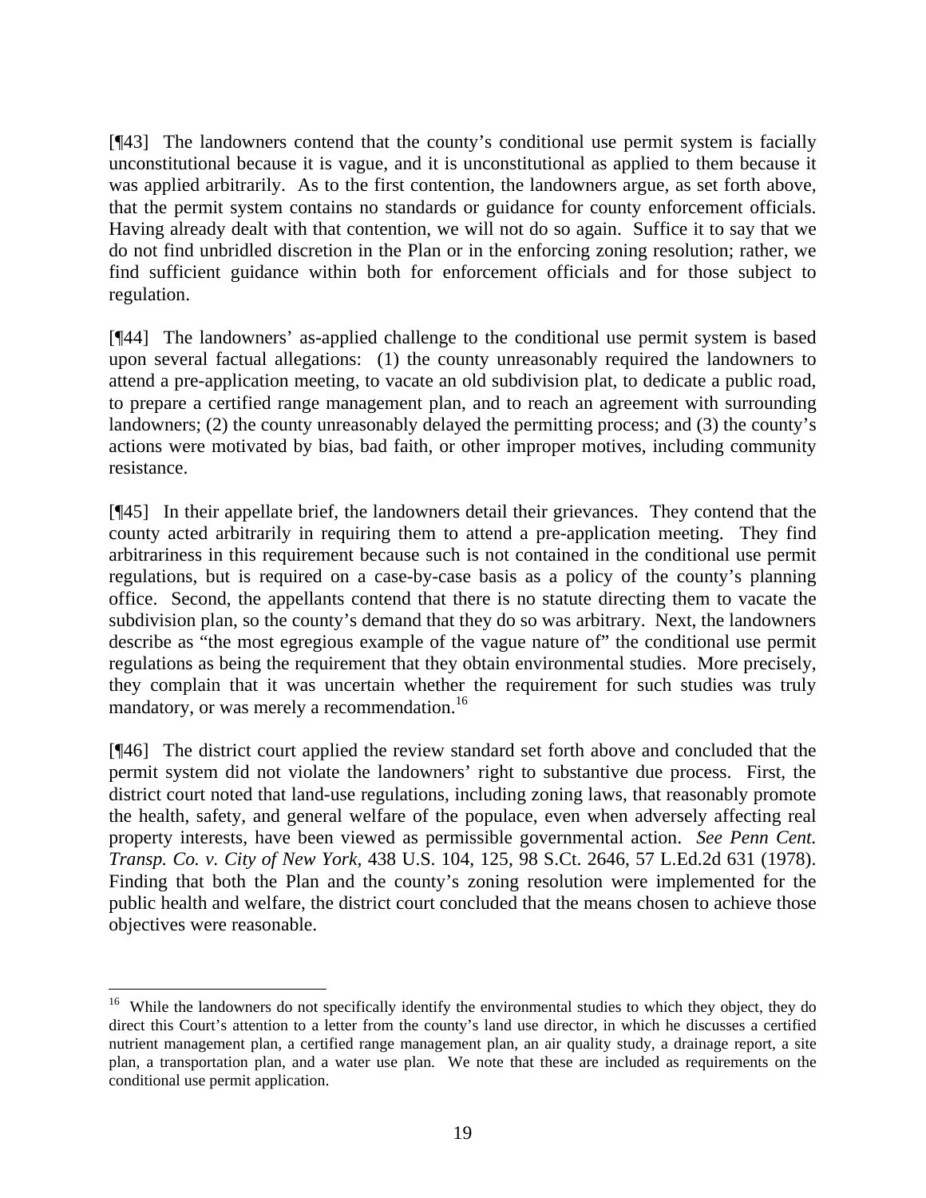[¶43] The landowners contend that the county's conditional use permit system is facially unconstitutional because it is vague, and it is unconstitutional as applied to them because it was applied arbitrarily. As to the first contention, the landowners argue, as set forth above, that the permit system contains no standards or guidance for county enforcement officials. Having already dealt with that contention, we will not do so again. Suffice it to say that we do not find unbridled discretion in the Plan or in the enforcing zoning resolution; rather, we find sufficient guidance within both for enforcement officials and for those subject to regulation.

[¶44] The landowners' as-applied challenge to the conditional use permit system is based upon several factual allegations: (1) the county unreasonably required the landowners to attend a pre-application meeting, to vacate an old subdivision plat, to dedicate a public road, to prepare a certified range management plan, and to reach an agreement with surrounding landowners; (2) the county unreasonably delayed the permitting process; and (3) the county's actions were motivated by bias, bad faith, or other improper motives, including community resistance.

[¶45] In their appellate brief, the landowners detail their grievances. They contend that the county acted arbitrarily in requiring them to attend a pre-application meeting. They find arbitrariness in this requirement because such is not contained in the conditional use permit regulations, but is required on a case-by-case basis as a policy of the county's planning office. Second, the appellants contend that there is no statute directing them to vacate the subdivision plan, so the county's demand that they do so was arbitrary. Next, the landowners describe as "the most egregious example of the vague nature of" the conditional use permit regulations as being the requirement that they obtain environmental studies. More precisely, they complain that it was uncertain whether the requirement for such studies was truly mandatory, or was merely a recommendation.[16]

[¶46] The district court applied the review standard set forth above and concluded that the permit system did not violate the landowners' right to substantive due process. First, the district court noted that land-use regulations, including zoning laws, that reasonably promote the health, safety, and general welfare of the populace, even when adversely affecting real property interests, have been viewed as permissible governmental action. *See Penn Cent. Transp. Co. v. City of New York*, 438 U.S. 104, 125, 98 S.Ct. 2646, 57 L.Ed.2d 631 (1978). Finding that both the Plan and the county's zoning resolution were implemented for the public health and welfare, the district court concluded that the means chosen to achieve those objectives were reasonable.

---

[16] While the landowners do not specifically identify the environmental studies to which they object, they do direct this Court's attention to a letter from the county's land use director, in which he discusses a certified nutrient management plan, a certified range management plan, an air quality study, a drainage report, a site plan, a transportation plan, and a water use plan. We note that these are included as requirements on the conditional use permit application.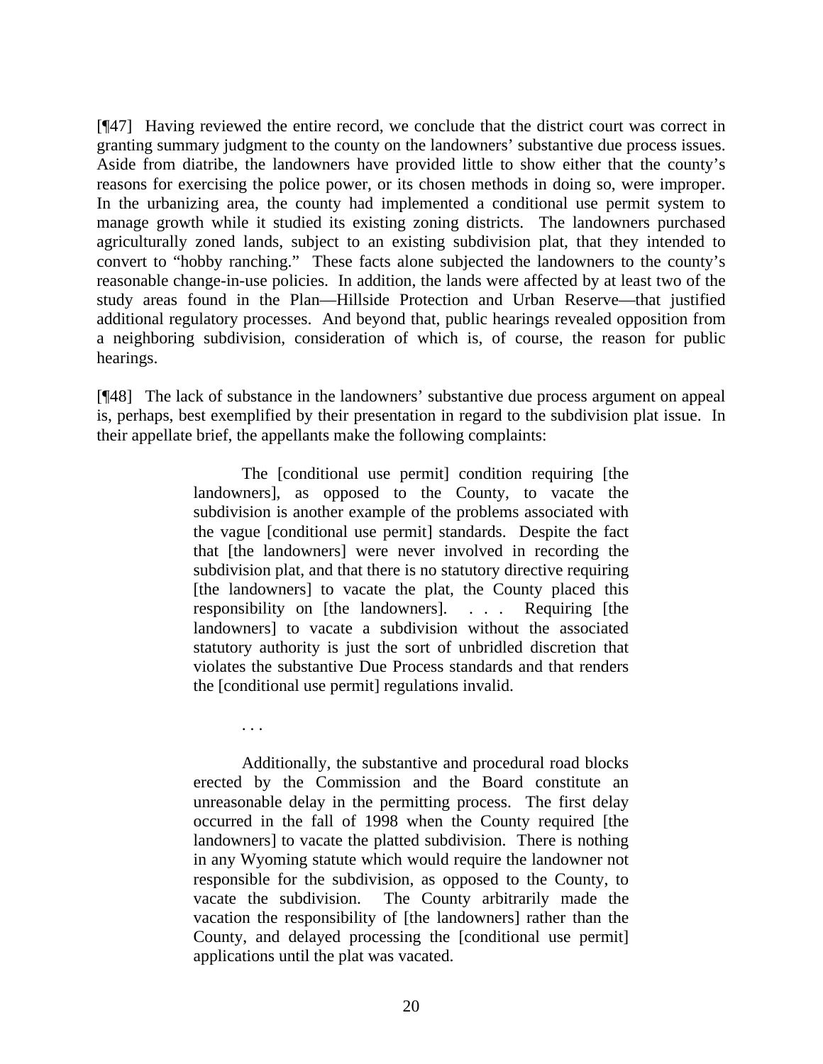[¶47] Having reviewed the entire record, we conclude that the district court was correct in granting summary judgment to the county on the landowners' substantive due process issues. Aside from diatribe, the landowners have provided little to show either that the county's reasons for exercising the police power, or its chosen methods in doing so, were improper. In the urbanizing area, the county had implemented a conditional use permit system to manage growth while it studied its existing zoning districts. The landowners purchased agriculturally zoned lands, subject to an existing subdivision plat, that they intended to convert to "hobby ranching." These facts alone subjected the landowners to the county's reasonable change-in-use policies. In addition, the lands were affected by at least two of the study areas found in the Plan—Hillside Protection and Urban Reserve—that justified additional regulatory processes. And beyond that, public hearings revealed opposition from a neighboring subdivision, consideration of which is, of course, the reason for public hearings.

[¶48] The lack of substance in the landowners' substantive due process argument on appeal is, perhaps, best exemplified by their presentation in regard to the subdivision plat issue. In their appellate brief, the appellants make the following complaints:

> The [conditional use permit] condition requiring [the landowners], as opposed to the County, to vacate the subdivision is another example of the problems associated with the vague [conditional use permit] standards. Despite the fact that [the landowners] were never involved in recording the subdivision plat, and that there is no statutory directive requiring [the landowners] to vacate the plat, the County placed this responsibility on [the landowners]. . . . Requiring [the landowners] to vacate a subdivision without the associated statutory authority is just the sort of unbridled discretion that violates the substantive Due Process standards and that renders the [conditional use permit] regulations invalid.
>
> . . .
>
> Additionally, the substantive and procedural road blocks erected by the Commission and the Board constitute an unreasonable delay in the permitting process. The first delay occurred in the fall of 1998 when the County required [the landowners] to vacate the platted subdivision. There is nothing in any Wyoming statute which would require the landowner not responsible for the subdivision, as opposed to the County, to vacate the subdivision. The County arbitrarily made the vacation the responsibility of [the landowners] rather than the County, and delayed processing the [conditional use permit] applications until the plat was vacated.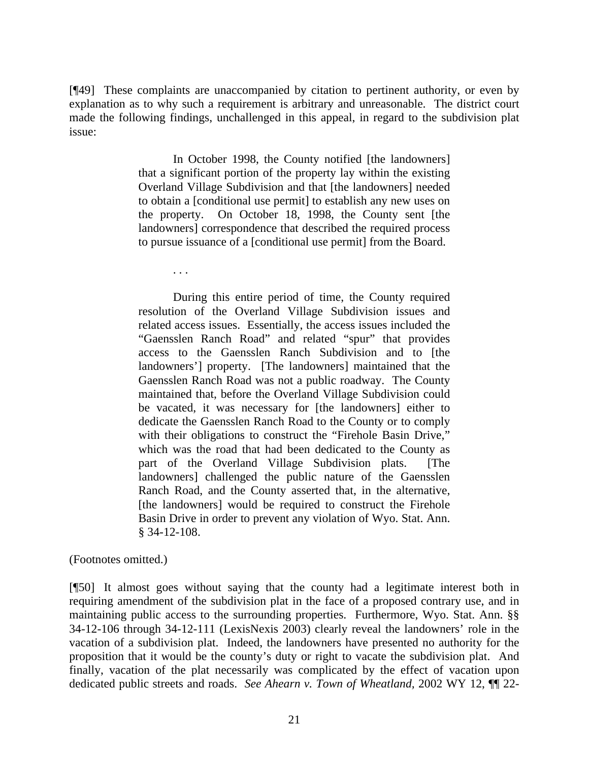[¶49] These complaints are unaccompanied by citation to pertinent authority, or even by explanation as to why such a requirement is arbitrary and unreasonable. The district court made the following findings, unchallenged in this appeal, in regard to the subdivision plat issue:

> In October 1998, the County notified [the landowners] that a significant portion of the property lay within the existing Overland Village Subdivision and that [the landowners] needed to obtain a [conditional use permit] to establish any new uses on the property. On October 18, 1998, the County sent [the landowners] correspondence that described the required process to pursue issuance of a [conditional use permit] from the Board.
>
> . . .
>
> During this entire period of time, the County required resolution of the Overland Village Subdivision issues and related access issues. Essentially, the access issues included the "Gaensslen Ranch Road" and related "spur" that provides access to the Gaensslen Ranch Subdivision and to [the landowners'] property. [The landowners] maintained that the Gaensslen Ranch Road was not a public roadway. The County maintained that, before the Overland Village Subdivision could be vacated, it was necessary for [the landowners] either to dedicate the Gaensslen Ranch Road to the County or to comply with their obligations to construct the "Firehole Basin Drive," which was the road that had been dedicated to the County as part of the Overland Village Subdivision plats. [The landowners] challenged the public nature of the Gaensslen Ranch Road, and the County asserted that, in the alternative, [the landowners] would be required to construct the Firehole Basin Drive in order to prevent any violation of Wyo. Stat. Ann. § 34-12-108.

(Footnotes omitted.)

[¶50] It almost goes without saying that the county had a legitimate interest both in requiring amendment of the subdivision plat in the face of a proposed contrary use, and in maintaining public access to the surrounding properties. Furthermore, Wyo. Stat. Ann. §§ 34-12-106 through 34-12-111 (LexisNexis 2003) clearly reveal the landowners' role in the vacation of a subdivision plat. Indeed, the landowners have presented no authority for the proposition that it would be the county's duty or right to vacate the subdivision plat. And finally, vacation of the plat necessarily was complicated by the effect of vacation upon dedicated public streets and roads. *See Ahearn v. Town of Wheatland*, 2002 WY 12, ¶¶ 22-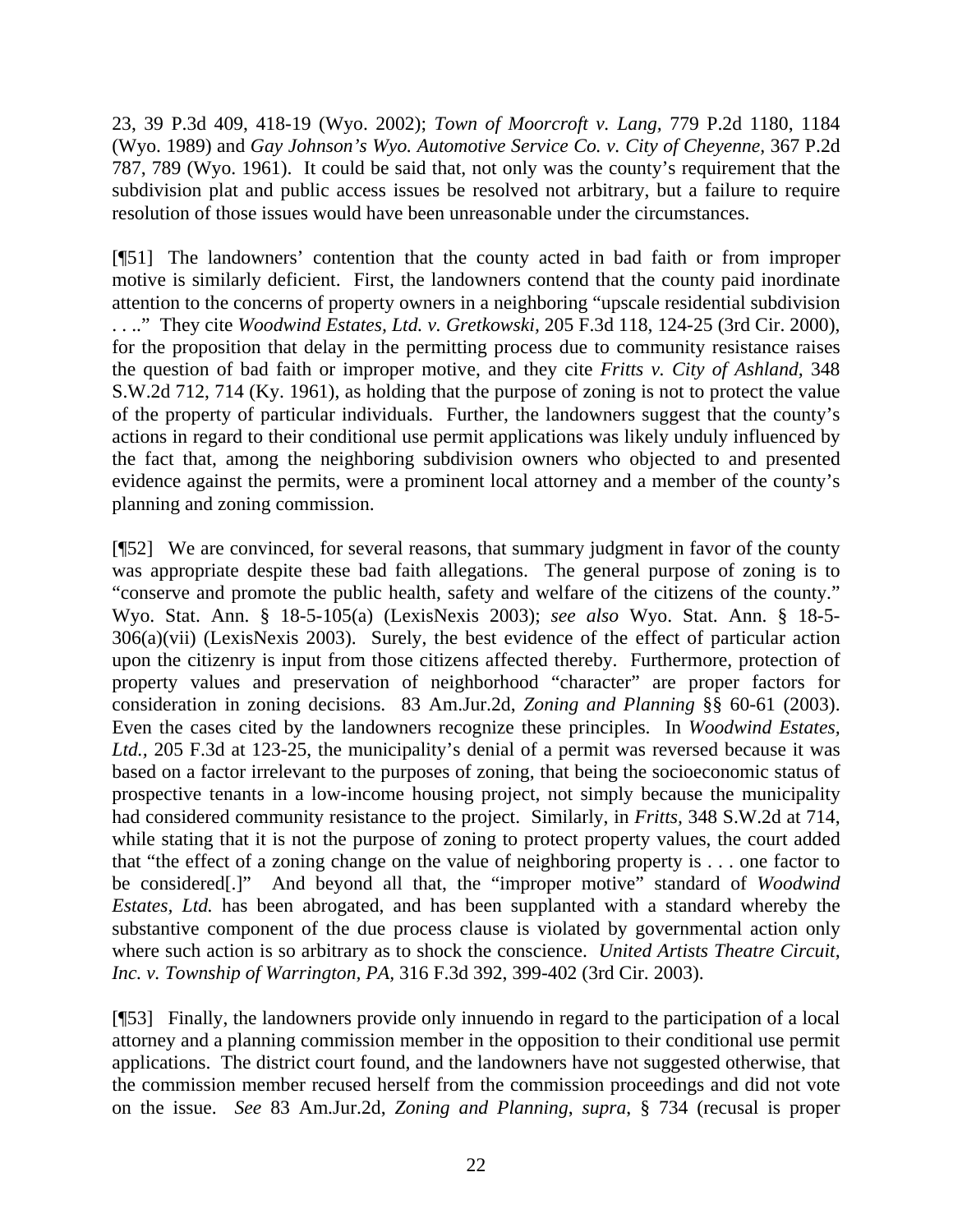23, 39 P.3d 409, 418-19 (Wyo. 2002); *Town of Moorcroft v. Lang*, 779 P.2d 1180, 1184 (Wyo. 1989) and *Gay Johnson's Wyo. Automotive Service Co. v. City of Cheyenne*, 367 P.2d 787, 789 (Wyo. 1961). It could be said that, not only was the county's requirement that the subdivision plat and public access issues be resolved not arbitrary, but a failure to require resolution of those issues would have been unreasonable under the circumstances.

[¶51] The landowners' contention that the county acted in bad faith or from improper motive is similarly deficient. First, the landowners contend that the county paid inordinate attention to the concerns of property owners in a neighboring "upscale residential subdivision . . .." They cite *Woodwind Estates, Ltd. v. Gretkowski*, 205 F.3d 118, 124-25 (3rd Cir. 2000), for the proposition that delay in the permitting process due to community resistance raises the question of bad faith or improper motive, and they cite *Fritts v. City of Ashland*, 348 S.W.2d 712, 714 (Ky. 1961), as holding that the purpose of zoning is not to protect the value of the property of particular individuals. Further, the landowners suggest that the county's actions in regard to their conditional use permit applications was likely unduly influenced by the fact that, among the neighboring subdivision owners who objected to and presented evidence against the permits, were a prominent local attorney and a member of the county's planning and zoning commission.

[¶52] We are convinced, for several reasons, that summary judgment in favor of the county was appropriate despite these bad faith allegations. The general purpose of zoning is to "conserve and promote the public health, safety and welfare of the citizens of the county." Wyo. Stat. Ann. § 18-5-105(a) (LexisNexis 2003); *see also* Wyo. Stat. Ann. § 18-5-306(a)(vii) (LexisNexis 2003). Surely, the best evidence of the effect of particular action upon the citizenry is input from those citizens affected thereby. Furthermore, protection of property values and preservation of neighborhood "character" are proper factors for consideration in zoning decisions. 83 Am.Jur.2d, *Zoning and Planning* §§ 60-61 (2003). Even the cases cited by the landowners recognize these principles. In *Woodwind Estates, Ltd.*, 205 F.3d at 123-25, the municipality's denial of a permit was reversed because it was based on a factor irrelevant to the purposes of zoning, that being the socioeconomic status of prospective tenants in a low-income housing project, not simply because the municipality had considered community resistance to the project. Similarly, in *Fritts*, 348 S.W.2d at 714, while stating that it is not the purpose of zoning to protect property values, the court added that "the effect of a zoning change on the value of neighboring property is . . . one factor to be considered[.]" And beyond all that, the "improper motive" standard of *Woodwind Estates, Ltd.* has been abrogated, and has been supplanted with a standard whereby the substantive component of the due process clause is violated by governmental action only where such action is so arbitrary as to shock the conscience. *United Artists Theatre Circuit, Inc. v. Township of Warrington, PA*, 316 F.3d 392, 399-402 (3rd Cir. 2003).

[¶53] Finally, the landowners provide only innuendo in regard to the participation of a local attorney and a planning commission member in the opposition to their conditional use permit applications. The district court found, and the landowners have not suggested otherwise, that the commission member recused herself from the commission proceedings and did not vote on the issue. *See* 83 Am.Jur.2d, *Zoning and Planning*, *supra*, § 734 (recusal is proper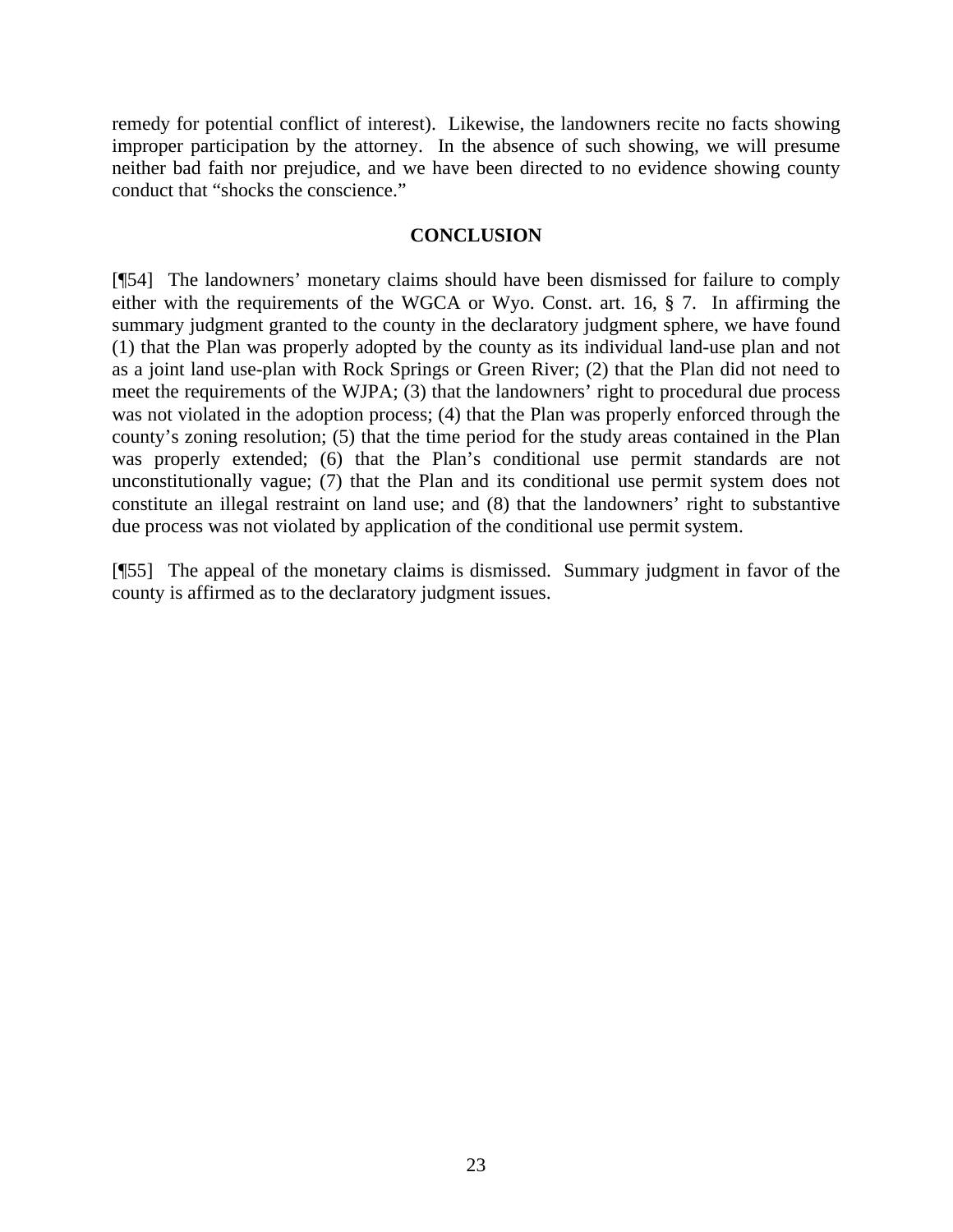remedy for potential conflict of interest). Likewise, the landowners recite no facts showing improper participation by the attorney. In the absence of such showing, we will presume neither bad faith nor prejudice, and we have been directed to no evidence showing county conduct that "shocks the conscience."

## CONCLUSION

[¶54] The landowners' monetary claims should have been dismissed for failure to comply either with the requirements of the WGCA or Wyo. Const. art. 16, § 7. In affirming the summary judgment granted to the county in the declaratory judgment sphere, we have found (1) that the Plan was properly adopted by the county as its individual land-use plan and not as a joint land use-plan with Rock Springs or Green River; (2) that the Plan did not need to meet the requirements of the WJPA; (3) that the landowners' right to procedural due process was not violated in the adoption process; (4) that the Plan was properly enforced through the county's zoning resolution; (5) that the time period for the study areas contained in the Plan was properly extended; (6) that the Plan's conditional use permit standards are not unconstitutionally vague; (7) that the Plan and its conditional use permit system does not constitute an illegal restraint on land use; and (8) that the landowners' right to substantive due process was not violated by application of the conditional use permit system.

[¶55] The appeal of the monetary claims is dismissed. Summary judgment in favor of the county is affirmed as to the declaratory judgment issues.